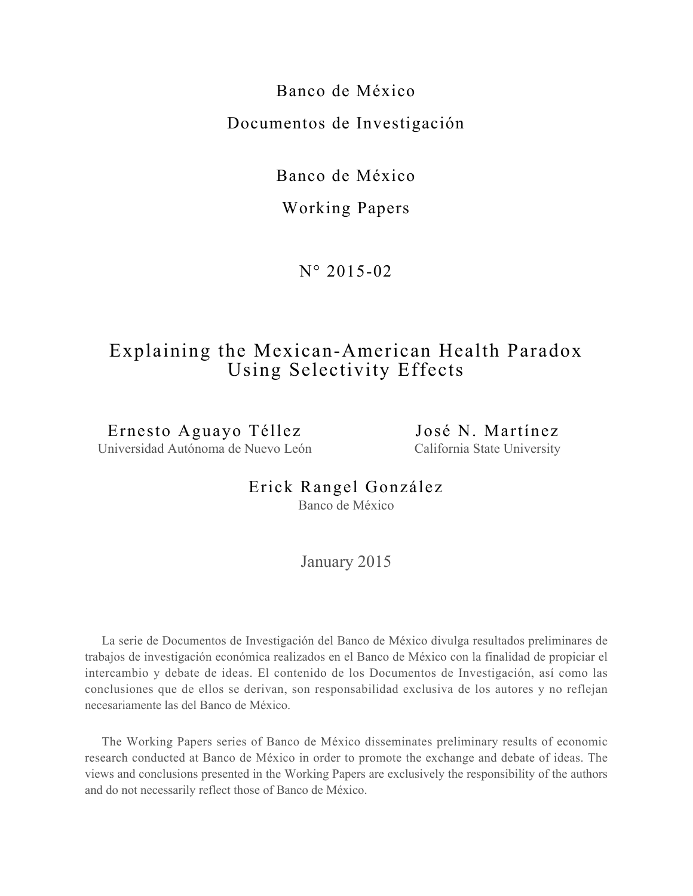Banco de México

Documentos de Investigación

Banco de México

Working Papers

N° 2015-02

# Explaining the Mexican-American Health Paradox Using Selectivity Effects

Ernesto Aguayo Téllez
Universidad Autónoma de Nuevo León

José N. Martínez
California State University

Erick Rangel González
Banco de México

January 2015

La serie de Documentos de Investigación del Banco de México divulga resultados preliminares de trabajos de investigación económica realizados en el Banco de México con la finalidad de propiciar el intercambio y debate de ideas. El contenido de los Documentos de Investigación, así como las conclusiones que de ellos se derivan, son responsabilidad exclusiva de los autores y no reflejan necesariamente las del Banco de México.

The Working Papers series of Banco de México disseminates preliminary results of economic research conducted at Banco de México in order to promote the exchange and debate of ideas. The views and conclusions presented in the Working Papers are exclusively the responsibility of the authors and do not necessarily reflect those of Banco de México.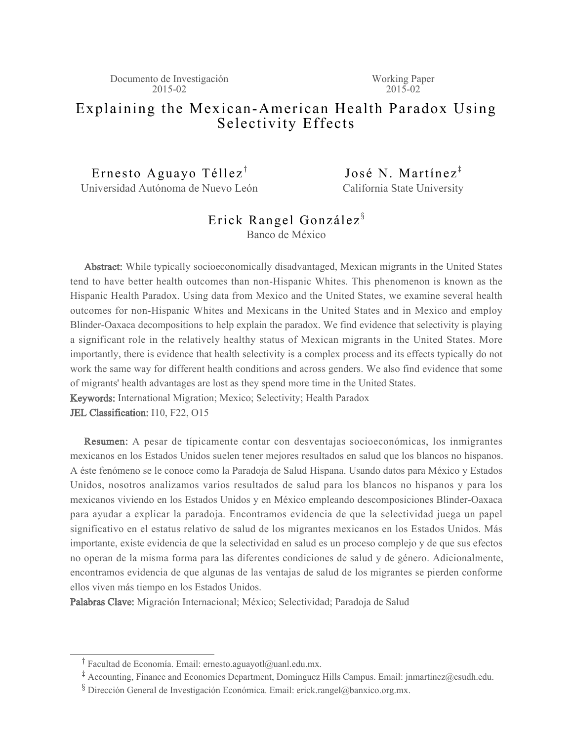Documento de Investigación 2015-02

Working Paper 2015-02

# Explaining the Mexican-American Health Paradox Using Selectivity Effects

Ernesto Aguayo Téllez[†]
Universidad Autónoma de Nuevo León

José N. Martínez[‡]
California State University

Erick Rangel González[§]
Banco de México

**Abstract:** While typically socioeconomically disadvantaged, Mexican migrants in the United States tend to have better health outcomes than non-Hispanic Whites. This phenomenon is known as the Hispanic Health Paradox. Using data from Mexico and the United States, we examine several health outcomes for non-Hispanic Whites and Mexicans in the United States and in Mexico and employ Blinder-Oaxaca decompositions to help explain the paradox. We find evidence that selectivity is playing a significant role in the relatively healthy status of Mexican migrants in the United States. More importantly, there is evidence that health selectivity is a complex process and its effects typically do not work the same way for different health conditions and across genders. We also find evidence that some of migrants' health advantages are lost as they spend more time in the United States.

**Keywords:** International Migration; Mexico; Selectivity; Health Paradox

**JEL Classification:** I10, F22, O15

**Resumen:** A pesar de típicamente contar con desventajas socioeconómicas, los inmigrantes mexicanos en los Estados Unidos suelen tener mejores resultados en salud que los blancos no hispanos. A éste fenómeno se le conoce como la Paradoja de Salud Hispana. Usando datos para México y Estados Unidos, nosotros analizamos varios resultados de salud para los blancos no hispanos y para los mexicanos viviendo en los Estados Unidos y en México empleando descomposiciones Blinder-Oaxaca para ayudar a explicar la paradoja. Encontramos evidencia de que la selectividad juega un papel significativo en el estatus relativo de salud de los migrantes mexicanos en los Estados Unidos. Más importante, existe evidencia de que la selectividad en salud es un proceso complejo y de que sus efectos no operan de la misma forma para las diferentes condiciones de salud y de género. Adicionalmente, encontramos evidencia de que algunas de las ventajas de salud de los migrantes se pierden conforme ellos viven más tiempo en los Estados Unidos.

**Palabras Clave:** Migración Internacional; México; Selectividad; Paradoja de Salud

---

[†] Facultad de Economía. Email: ernesto.aguayotl@uanl.edu.mx.

[‡] Accounting, Finance and Economics Department, Dominguez Hills Campus. Email: jnmartinez@csudh.edu.

[§] Dirección General de Investigación Económica. Email: erick.rangel@banxico.org.mx.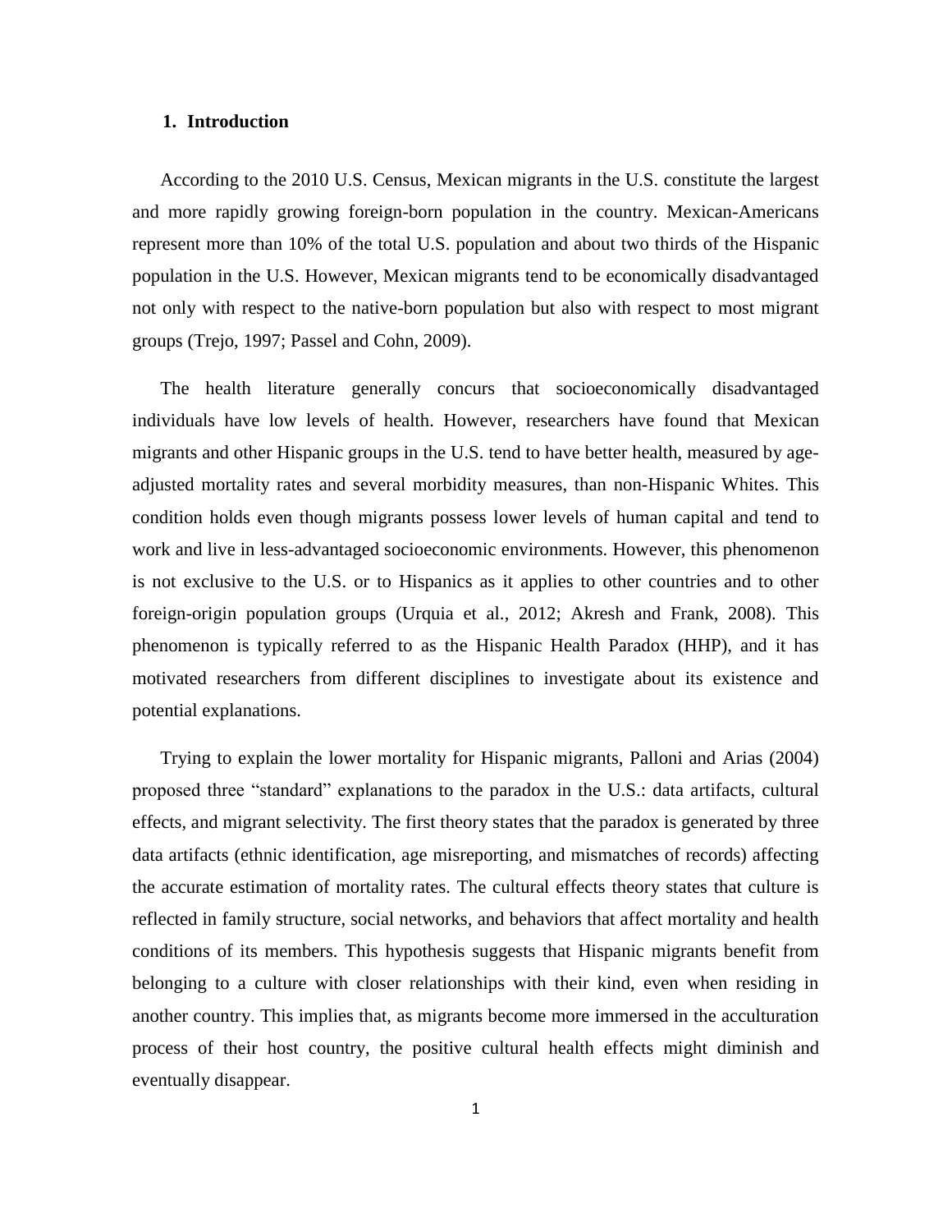## 1. Introduction

According to the 2010 U.S. Census, Mexican migrants in the U.S. constitute the largest and more rapidly growing foreign-born population in the country. Mexican-Americans represent more than 10% of the total U.S. population and about two thirds of the Hispanic population in the U.S. However, Mexican migrants tend to be economically disadvantaged not only with respect to the native-born population but also with respect to most migrant groups (Trejo, 1997; Passel and Cohn, 2009).

The health literature generally concurs that socioeconomically disadvantaged individuals have low levels of health. However, researchers have found that Mexican migrants and other Hispanic groups in the U.S. tend to have better health, measured by age-adjusted mortality rates and several morbidity measures, than non-Hispanic Whites. This condition holds even though migrants possess lower levels of human capital and tend to work and live in less-advantaged socioeconomic environments. However, this phenomenon is not exclusive to the U.S. or to Hispanics as it applies to other countries and to other foreign-origin population groups (Urquia et al., 2012; Akresh and Frank, 2008). This phenomenon is typically referred to as the Hispanic Health Paradox (HHP), and it has motivated researchers from different disciplines to investigate about its existence and potential explanations.

Trying to explain the lower mortality for Hispanic migrants, Palloni and Arias (2004) proposed three "standard" explanations to the paradox in the U.S.: data artifacts, cultural effects, and migrant selectivity. The first theory states that the paradox is generated by three data artifacts (ethnic identification, age misreporting, and mismatches of records) affecting the accurate estimation of mortality rates. The cultural effects theory states that culture is reflected in family structure, social networks, and behaviors that affect mortality and health conditions of its members. This hypothesis suggests that Hispanic migrants benefit from belonging to a culture with closer relationships with their kind, even when residing in another country. This implies that, as migrants become more immersed in the acculturation process of their host country, the positive cultural health effects might diminish and eventually disappear.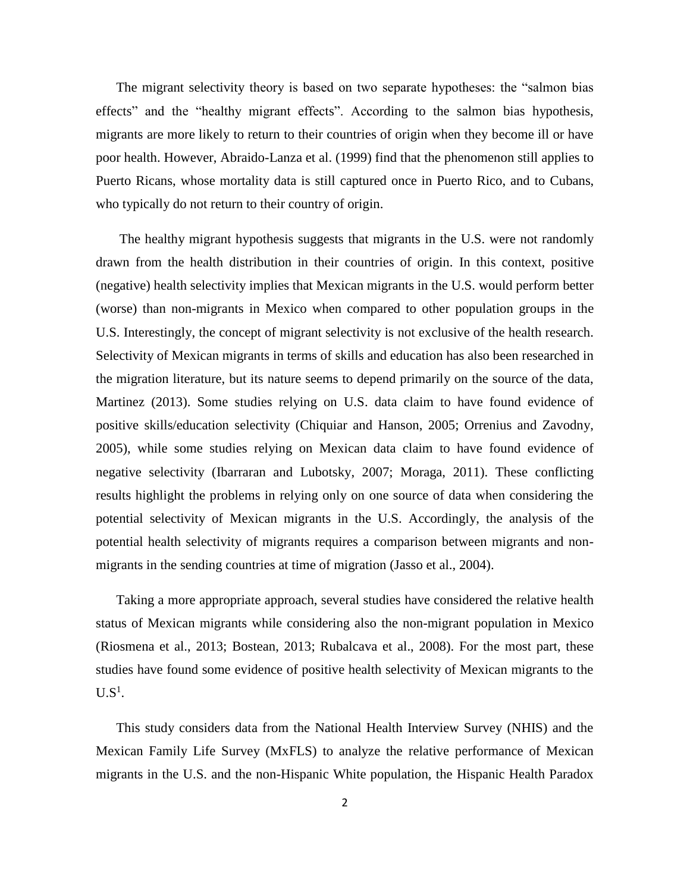The migrant selectivity theory is based on two separate hypotheses: the "salmon bias effects" and the "healthy migrant effects". According to the salmon bias hypothesis, migrants are more likely to return to their countries of origin when they become ill or have poor health. However, Abraido-Lanza et al. (1999) find that the phenomenon still applies to Puerto Ricans, whose mortality data is still captured once in Puerto Rico, and to Cubans, who typically do not return to their country of origin.

The healthy migrant hypothesis suggests that migrants in the U.S. were not randomly drawn from the health distribution in their countries of origin. In this context, positive (negative) health selectivity implies that Mexican migrants in the U.S. would perform better (worse) than non-migrants in Mexico when compared to other population groups in the U.S. Interestingly, the concept of migrant selectivity is not exclusive of the health research. Selectivity of Mexican migrants in terms of skills and education has also been researched in the migration literature, but its nature seems to depend primarily on the source of the data, Martinez (2013). Some studies relying on U.S. data claim to have found evidence of positive skills/education selectivity (Chiquiar and Hanson, 2005; Orrenius and Zavodny, 2005), while some studies relying on Mexican data claim to have found evidence of negative selectivity (Ibarraran and Lubotsky, 2007; Moraga, 2011). These conflicting results highlight the problems in relying only on one source of data when considering the potential selectivity of Mexican migrants in the U.S. Accordingly, the analysis of the potential health selectivity of migrants requires a comparison between migrants and non-migrants in the sending countries at time of migration (Jasso et al., 2004).

Taking a more appropriate approach, several studies have considered the relative health status of Mexican migrants while considering also the non-migrant population in Mexico (Riosmena et al., 2013; Bostean, 2013; Rubalcava et al., 2008). For the most part, these studies have found some evidence of positive health selectivity of Mexican migrants to the U.S[1].

This study considers data from the National Health Interview Survey (NHIS) and the Mexican Family Life Survey (MxFLS) to analyze the relative performance of Mexican migrants in the U.S. and the non-Hispanic White population, the Hispanic Health Paradox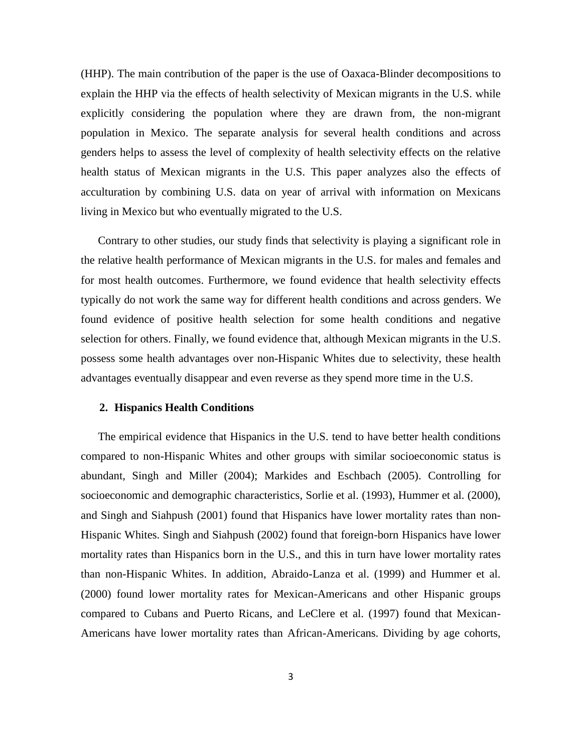(HHP). The main contribution of the paper is the use of Oaxaca-Blinder decompositions to explain the HHP via the effects of health selectivity of Mexican migrants in the U.S. while explicitly considering the population where they are drawn from, the non-migrant population in Mexico. The separate analysis for several health conditions and across genders helps to assess the level of complexity of health selectivity effects on the relative health status of Mexican migrants in the U.S. This paper analyzes also the effects of acculturation by combining U.S. data on year of arrival with information on Mexicans living in Mexico but who eventually migrated to the U.S.

Contrary to other studies, our study finds that selectivity is playing a significant role in the relative health performance of Mexican migrants in the U.S. for males and females and for most health outcomes. Furthermore, we found evidence that health selectivity effects typically do not work the same way for different health conditions and across genders. We found evidence of positive health selection for some health conditions and negative selection for others. Finally, we found evidence that, although Mexican migrants in the U.S. possess some health advantages over non-Hispanic Whites due to selectivity, these health advantages eventually disappear and even reverse as they spend more time in the U.S.

## 2. Hispanics Health Conditions

The empirical evidence that Hispanics in the U.S. tend to have better health conditions compared to non-Hispanic Whites and other groups with similar socioeconomic status is abundant, Singh and Miller (2004); Markides and Eschbach (2005). Controlling for socioeconomic and demographic characteristics, Sorlie et al. (1993), Hummer et al. (2000), and Singh and Siahpush (2001) found that Hispanics have lower mortality rates than non-Hispanic Whites. Singh and Siahpush (2002) found that foreign-born Hispanics have lower mortality rates than Hispanics born in the U.S., and this in turn have lower mortality rates than non-Hispanic Whites. In addition, Abraido-Lanza et al. (1999) and Hummer et al. (2000) found lower mortality rates for Mexican-Americans and other Hispanic groups compared to Cubans and Puerto Ricans, and LeClere et al. (1997) found that Mexican-Americans have lower mortality rates than African-Americans. Dividing by age cohorts,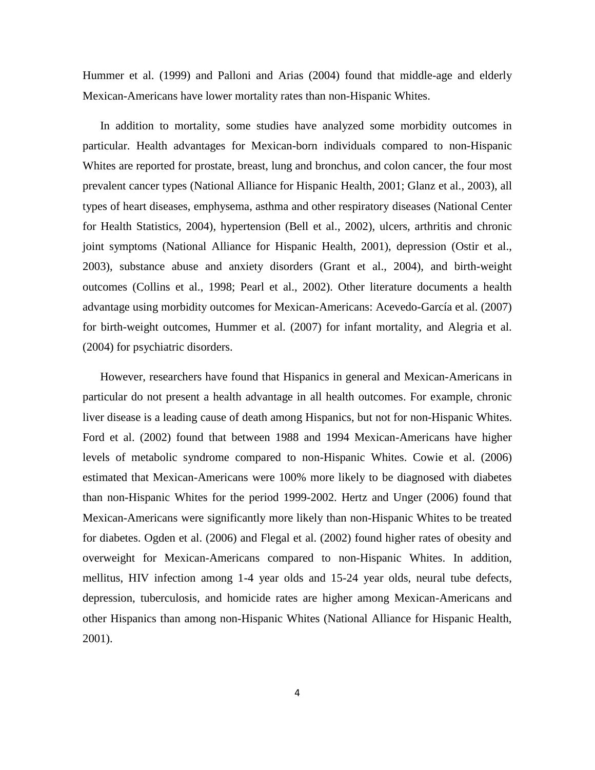Hummer et al. (1999) and Palloni and Arias (2004) found that middle-age and elderly Mexican-Americans have lower mortality rates than non-Hispanic Whites.

In addition to mortality, some studies have analyzed some morbidity outcomes in particular. Health advantages for Mexican-born individuals compared to non-Hispanic Whites are reported for prostate, breast, lung and bronchus, and colon cancer, the four most prevalent cancer types (National Alliance for Hispanic Health, 2001; Glanz et al., 2003), all types of heart diseases, emphysema, asthma and other respiratory diseases (National Center for Health Statistics, 2004), hypertension (Bell et al., 2002), ulcers, arthritis and chronic joint symptoms (National Alliance for Hispanic Health, 2001), depression (Ostir et al., 2003), substance abuse and anxiety disorders (Grant et al., 2004), and birth-weight outcomes (Collins et al., 1998; Pearl et al., 2002). Other literature documents a health advantage using morbidity outcomes for Mexican-Americans: Acevedo-García et al. (2007) for birth-weight outcomes, Hummer et al. (2007) for infant mortality, and Alegria et al. (2004) for psychiatric disorders.

However, researchers have found that Hispanics in general and Mexican-Americans in particular do not present a health advantage in all health outcomes. For example, chronic liver disease is a leading cause of death among Hispanics, but not for non-Hispanic Whites. Ford et al. (2002) found that between 1988 and 1994 Mexican-Americans have higher levels of metabolic syndrome compared to non-Hispanic Whites. Cowie et al. (2006) estimated that Mexican-Americans were 100% more likely to be diagnosed with diabetes than non-Hispanic Whites for the period 1999-2002. Hertz and Unger (2006) found that Mexican-Americans were significantly more likely than non-Hispanic Whites to be treated for diabetes. Ogden et al. (2006) and Flegal et al. (2002) found higher rates of obesity and overweight for Mexican-Americans compared to non-Hispanic Whites. In addition, mellitus, HIV infection among 1-4 year olds and 15-24 year olds, neural tube defects, depression, tuberculosis, and homicide rates are higher among Mexican-Americans and other Hispanics than among non-Hispanic Whites (National Alliance for Hispanic Health, 2001).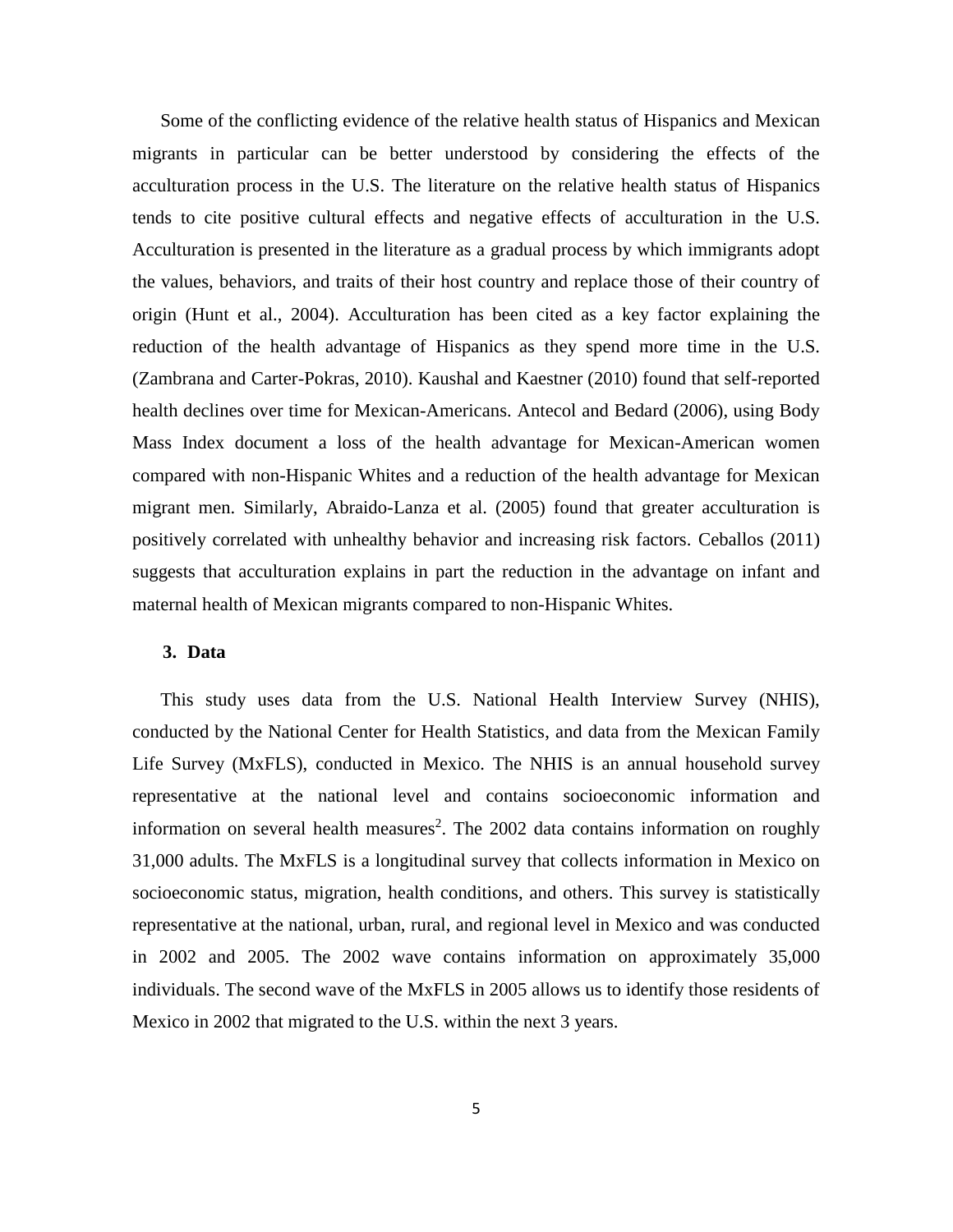Some of the conflicting evidence of the relative health status of Hispanics and Mexican migrants in particular can be better understood by considering the effects of the acculturation process in the U.S. The literature on the relative health status of Hispanics tends to cite positive cultural effects and negative effects of acculturation in the U.S. Acculturation is presented in the literature as a gradual process by which immigrants adopt the values, behaviors, and traits of their host country and replace those of their country of origin (Hunt et al., 2004). Acculturation has been cited as a key factor explaining the reduction of the health advantage of Hispanics as they spend more time in the U.S. (Zambrana and Carter-Pokras, 2010). Kaushal and Kaestner (2010) found that self-reported health declines over time for Mexican-Americans. Antecol and Bedard (2006), using Body Mass Index document a loss of the health advantage for Mexican-American women compared with non-Hispanic Whites and a reduction of the health advantage for Mexican migrant men. Similarly, Abraido-Lanza et al. (2005) found that greater acculturation is positively correlated with unhealthy behavior and increasing risk factors. Ceballos (2011) suggests that acculturation explains in part the reduction in the advantage on infant and maternal health of Mexican migrants compared to non-Hispanic Whites.

## 3. Data

This study uses data from the U.S. National Health Interview Survey (NHIS), conducted by the National Center for Health Statistics, and data from the Mexican Family Life Survey (MxFLS), conducted in Mexico. The NHIS is an annual household survey representative at the national level and contains socioeconomic information and information on several health measures[2]. The 2002 data contains information on roughly 31,000 adults. The MxFLS is a longitudinal survey that collects information in Mexico on socioeconomic status, migration, health conditions, and others. This survey is statistically representative at the national, urban, rural, and regional level in Mexico and was conducted in 2002 and 2005. The 2002 wave contains information on approximately 35,000 individuals. The second wave of the MxFLS in 2005 allows us to identify those residents of Mexico in 2002 that migrated to the U.S. within the next 3 years.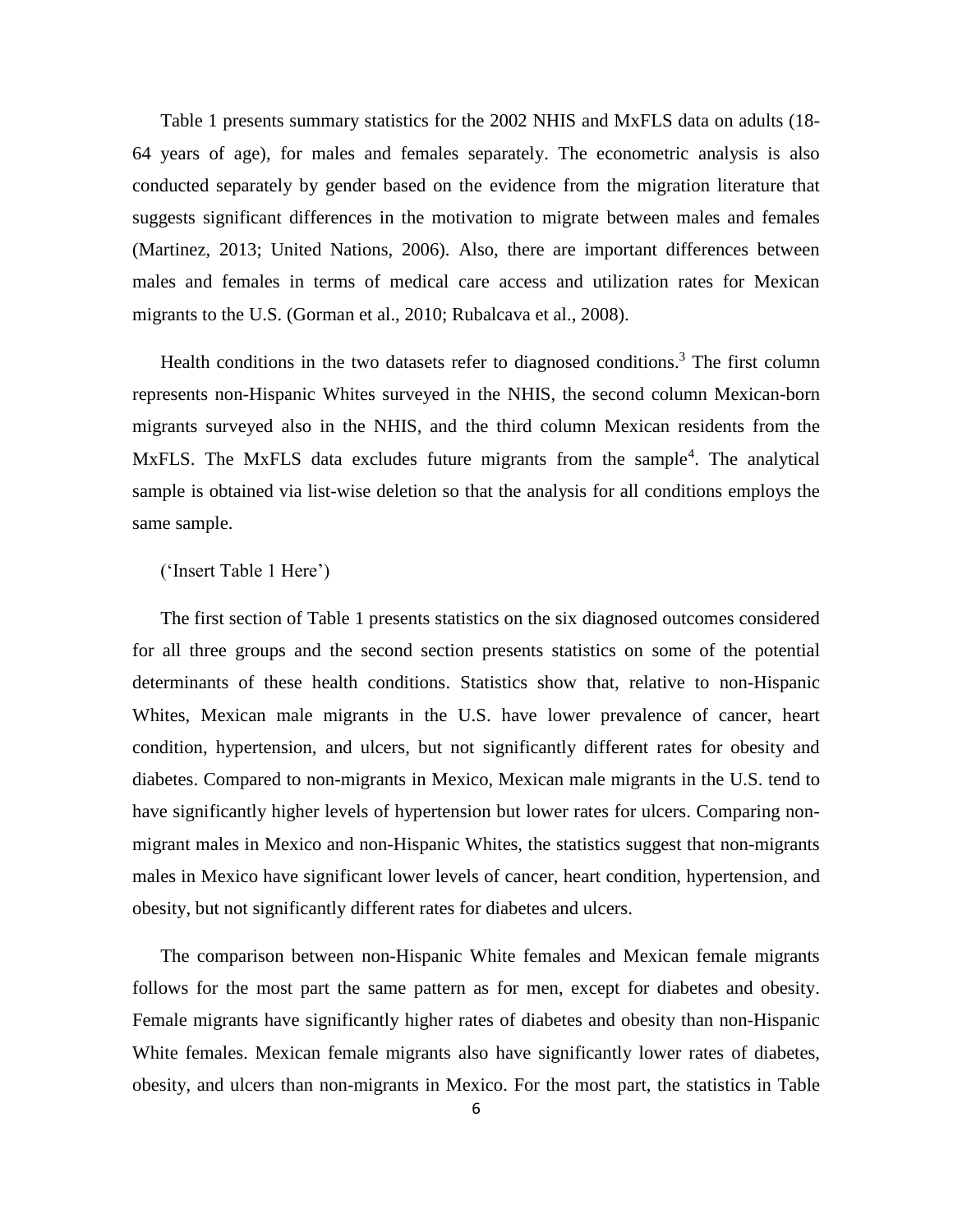Table 1 presents summary statistics for the 2002 NHIS and MxFLS data on adults (18-64 years of age), for males and females separately. The econometric analysis is also conducted separately by gender based on the evidence from the migration literature that suggests significant differences in the motivation to migrate between males and females (Martinez, 2013; United Nations, 2006). Also, there are important differences between males and females in terms of medical care access and utilization rates for Mexican migrants to the U.S. (Gorman et al., 2010; Rubalcava et al., 2008).

Health conditions in the two datasets refer to diagnosed conditions.[3] The first column represents non-Hispanic Whites surveyed in the NHIS, the second column Mexican-born migrants surveyed also in the NHIS, and the third column Mexican residents from the MxFLS. The MxFLS data excludes future migrants from the sample[4]. The analytical sample is obtained via list-wise deletion so that the analysis for all conditions employs the same sample.

('Insert Table 1 Here')

The first section of Table 1 presents statistics on the six diagnosed outcomes considered for all three groups and the second section presents statistics on some of the potential determinants of these health conditions. Statistics show that, relative to non-Hispanic Whites, Mexican male migrants in the U.S. have lower prevalence of cancer, heart condition, hypertension, and ulcers, but not significantly different rates for obesity and diabetes. Compared to non-migrants in Mexico, Mexican male migrants in the U.S. tend to have significantly higher levels of hypertension but lower rates for ulcers. Comparing non-migrant males in Mexico and non-Hispanic Whites, the statistics suggest that non-migrants males in Mexico have significant lower levels of cancer, heart condition, hypertension, and obesity, but not significantly different rates for diabetes and ulcers.

The comparison between non-Hispanic White females and Mexican female migrants follows for the most part the same pattern as for men, except for diabetes and obesity. Female migrants have significantly higher rates of diabetes and obesity than non-Hispanic White females. Mexican female migrants also have significantly lower rates of diabetes, obesity, and ulcers than non-migrants in Mexico. For the most part, the statistics in Table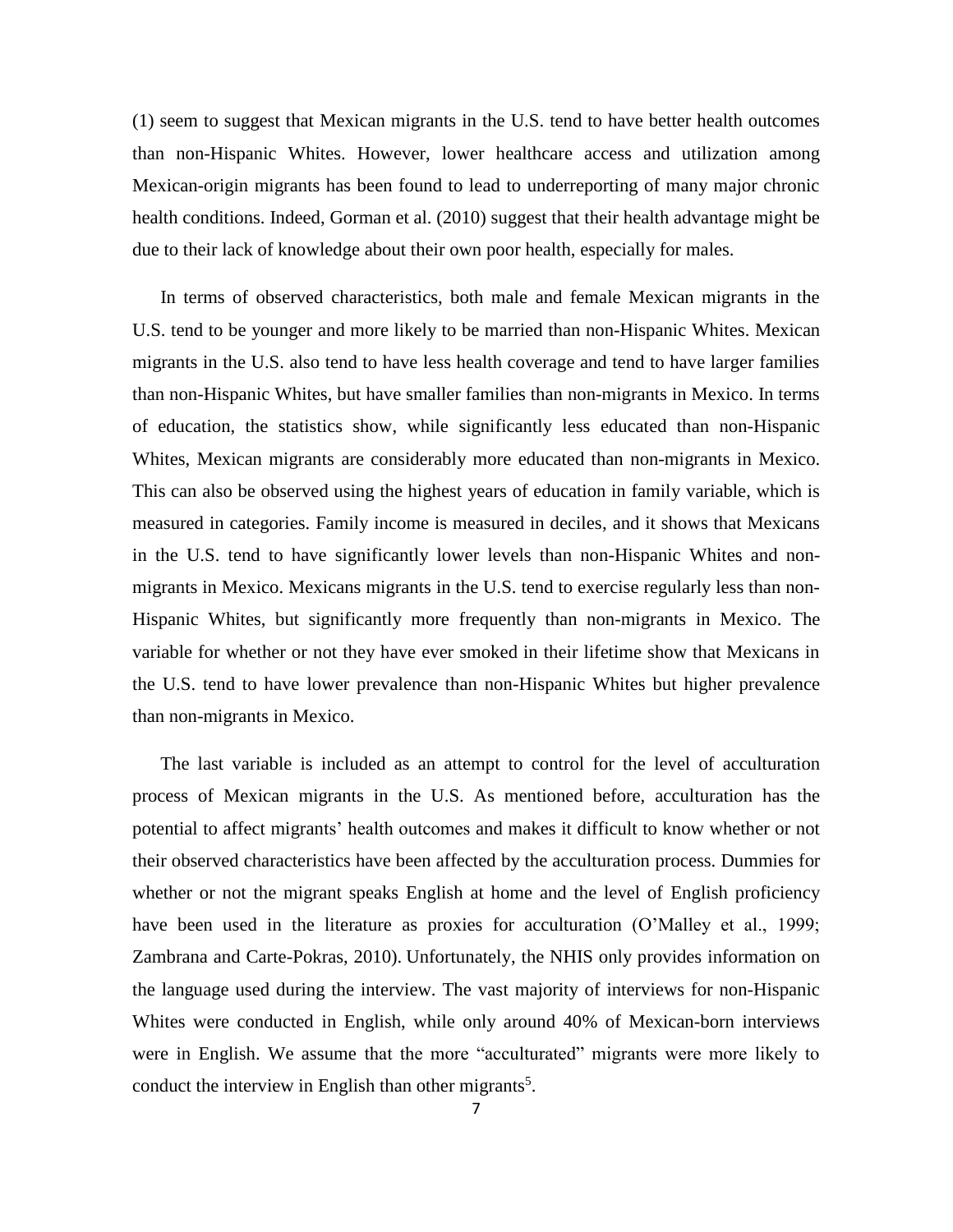(1) seem to suggest that Mexican migrants in the U.S. tend to have better health outcomes than non-Hispanic Whites. However, lower healthcare access and utilization among Mexican-origin migrants has been found to lead to underreporting of many major chronic health conditions. Indeed, Gorman et al. (2010) suggest that their health advantage might be due to their lack of knowledge about their own poor health, especially for males.

In terms of observed characteristics, both male and female Mexican migrants in the U.S. tend to be younger and more likely to be married than non-Hispanic Whites. Mexican migrants in the U.S. also tend to have less health coverage and tend to have larger families than non-Hispanic Whites, but have smaller families than non-migrants in Mexico. In terms of education, the statistics show, while significantly less educated than non-Hispanic Whites, Mexican migrants are considerably more educated than non-migrants in Mexico. This can also be observed using the highest years of education in family variable, which is measured in categories. Family income is measured in deciles, and it shows that Mexicans in the U.S. tend to have significantly lower levels than non-Hispanic Whites and non-migrants in Mexico. Mexicans migrants in the U.S. tend to exercise regularly less than non-Hispanic Whites, but significantly more frequently than non-migrants in Mexico. The variable for whether or not they have ever smoked in their lifetime show that Mexicans in the U.S. tend to have lower prevalence than non-Hispanic Whites but higher prevalence than non-migrants in Mexico.

The last variable is included as an attempt to control for the level of acculturation process of Mexican migrants in the U.S. As mentioned before, acculturation has the potential to affect migrants' health outcomes and makes it difficult to know whether or not their observed characteristics have been affected by the acculturation process. Dummies for whether or not the migrant speaks English at home and the level of English proficiency have been used in the literature as proxies for acculturation (O'Malley et al., 1999; Zambrana and Carte-Pokras, 2010). Unfortunately, the NHIS only provides information on the language used during the interview. The vast majority of interviews for non-Hispanic Whites were conducted in English, while only around 40% of Mexican-born interviews were in English. We assume that the more "acculturated" migrants were more likely to conduct the interview in English than other migrants[5].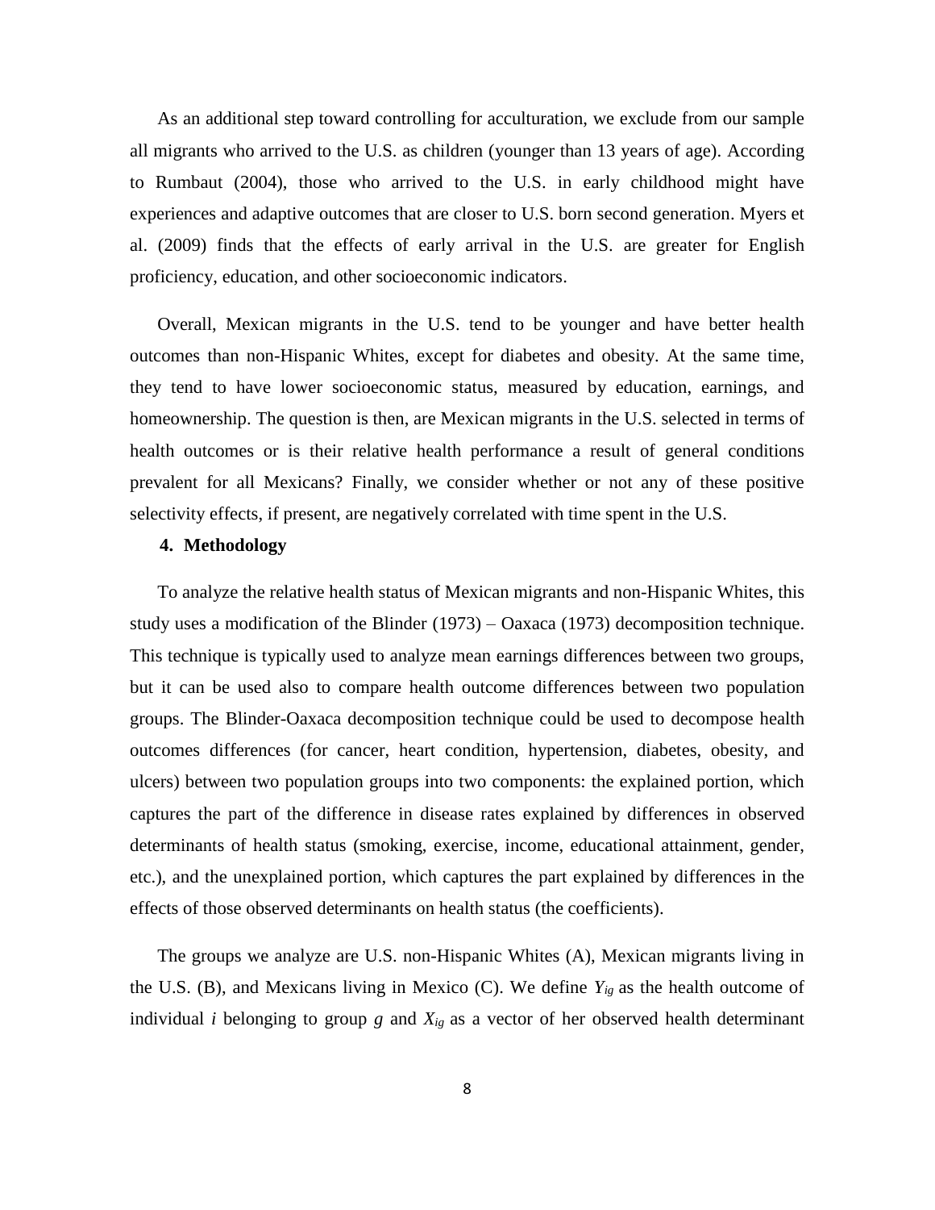As an additional step toward controlling for acculturation, we exclude from our sample all migrants who arrived to the U.S. as children (younger than 13 years of age). According to Rumbaut (2004), those who arrived to the U.S. in early childhood might have experiences and adaptive outcomes that are closer to U.S. born second generation. Myers et al. (2009) finds that the effects of early arrival in the U.S. are greater for English proficiency, education, and other socioeconomic indicators.

Overall, Mexican migrants in the U.S. tend to be younger and have better health outcomes than non-Hispanic Whites, except for diabetes and obesity. At the same time, they tend to have lower socioeconomic status, measured by education, earnings, and homeownership. The question is then, are Mexican migrants in the U.S. selected in terms of health outcomes or is their relative health performance a result of general conditions prevalent for all Mexicans? Finally, we consider whether or not any of these positive selectivity effects, if present, are negatively correlated with time spent in the U.S.

## 4. Methodology

To analyze the relative health status of Mexican migrants and non-Hispanic Whites, this study uses a modification of the Blinder (1973) – Oaxaca (1973) decomposition technique. This technique is typically used to analyze mean earnings differences between two groups, but it can be used also to compare health outcome differences between two population groups. The Blinder-Oaxaca decomposition technique could be used to decompose health outcomes differences (for cancer, heart condition, hypertension, diabetes, obesity, and ulcers) between two population groups into two components: the explained portion, which captures the part of the difference in disease rates explained by differences in observed determinants of health status (smoking, exercise, income, educational attainment, gender, etc.), and the unexplained portion, which captures the part explained by differences in the effects of those observed determinants on health status (the coefficients).

The groups we analyze are U.S. non-Hispanic Whites (A), Mexican migrants living in the U.S. (B), and Mexicans living in Mexico (C). We define $Y_{ig}$ as the health outcome of individual $i$ belonging to group $g$ and $X_{ig}$ as a vector of her observed health determinant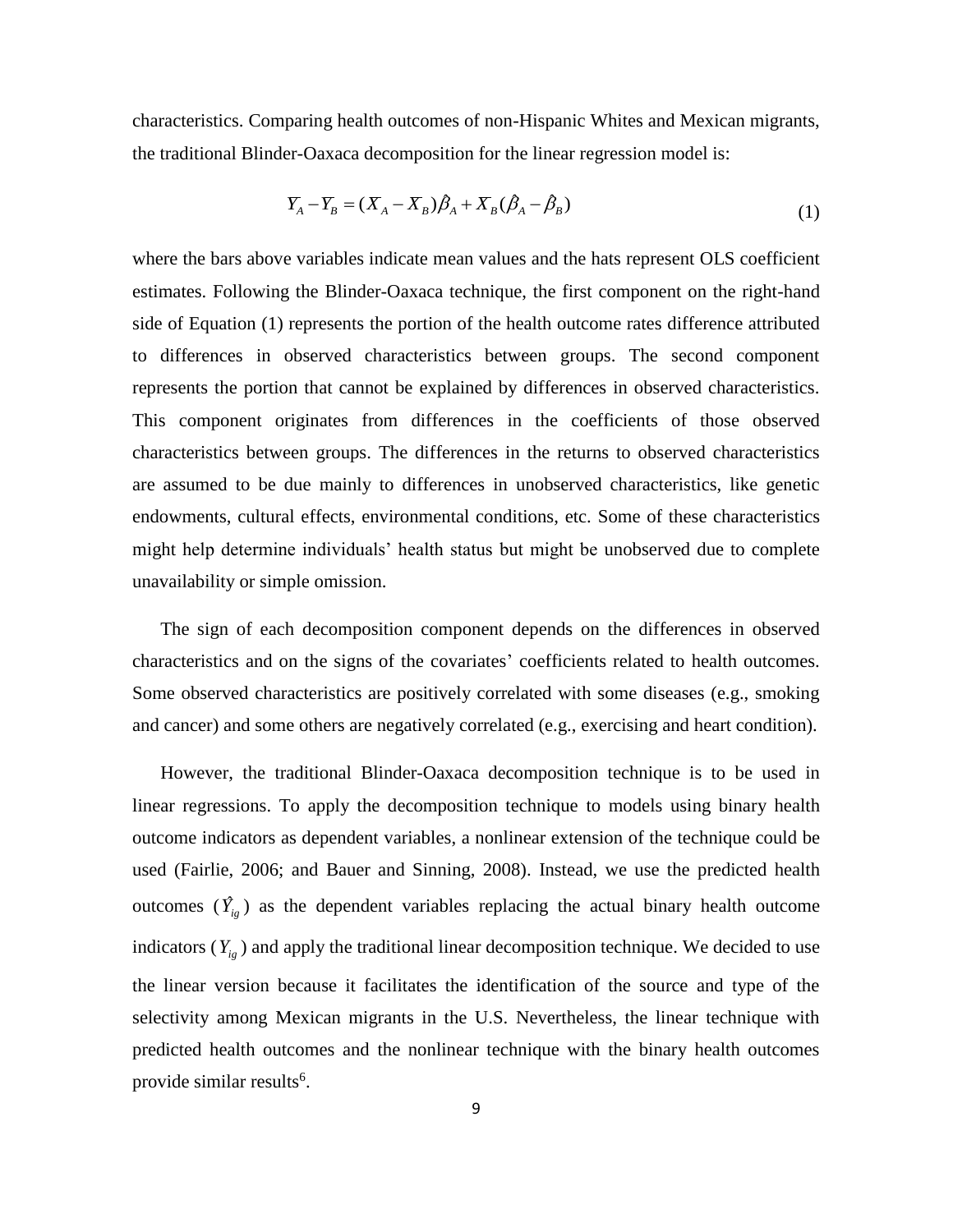characteristics. Comparing health outcomes of non-Hispanic Whites and Mexican migrants, the traditional Blinder-Oaxaca decomposition for the linear regression model is:

$$\bar{Y}_A - \bar{Y}_B = (\bar{X}_A - \bar{X}_B)\hat{\beta}_A + \bar{X}_B(\hat{\beta}_A - \hat{\beta}_B) \tag{1}$$

where the bars above variables indicate mean values and the hats represent OLS coefficient estimates. Following the Blinder-Oaxaca technique, the first component on the right-hand side of Equation (1) represents the portion of the health outcome rates difference attributed to differences in observed characteristics between groups. The second component represents the portion that cannot be explained by differences in observed characteristics. This component originates from differences in the coefficients of those observed characteristics between groups. The differences in the returns to observed characteristics are assumed to be due mainly to differences in unobserved characteristics, like genetic endowments, cultural effects, environmental conditions, etc. Some of these characteristics might help determine individuals' health status but might be unobserved due to complete unavailability or simple omission.

The sign of each decomposition component depends on the differences in observed characteristics and on the signs of the covariates' coefficients related to health outcomes. Some observed characteristics are positively correlated with some diseases (e.g., smoking and cancer) and some others are negatively correlated (e.g., exercising and heart condition).

However, the traditional Blinder-Oaxaca decomposition technique is to be used in linear regressions. To apply the decomposition technique to models using binary health outcome indicators as dependent variables, a nonlinear extension of the technique could be used (Fairlie, 2006; and Bauer and Sinning, 2008). Instead, we use the predicted health outcomes ($\hat{Y}_{ig}$) as the dependent variables replacing the actual binary health outcome indicators ($Y_{ig}$) and apply the traditional linear decomposition technique. We decided to use the linear version because it facilitates the identification of the source and type of the selectivity among Mexican migrants in the U.S. Nevertheless, the linear technique with predicted health outcomes and the nonlinear technique with the binary health outcomes provide similar results[6].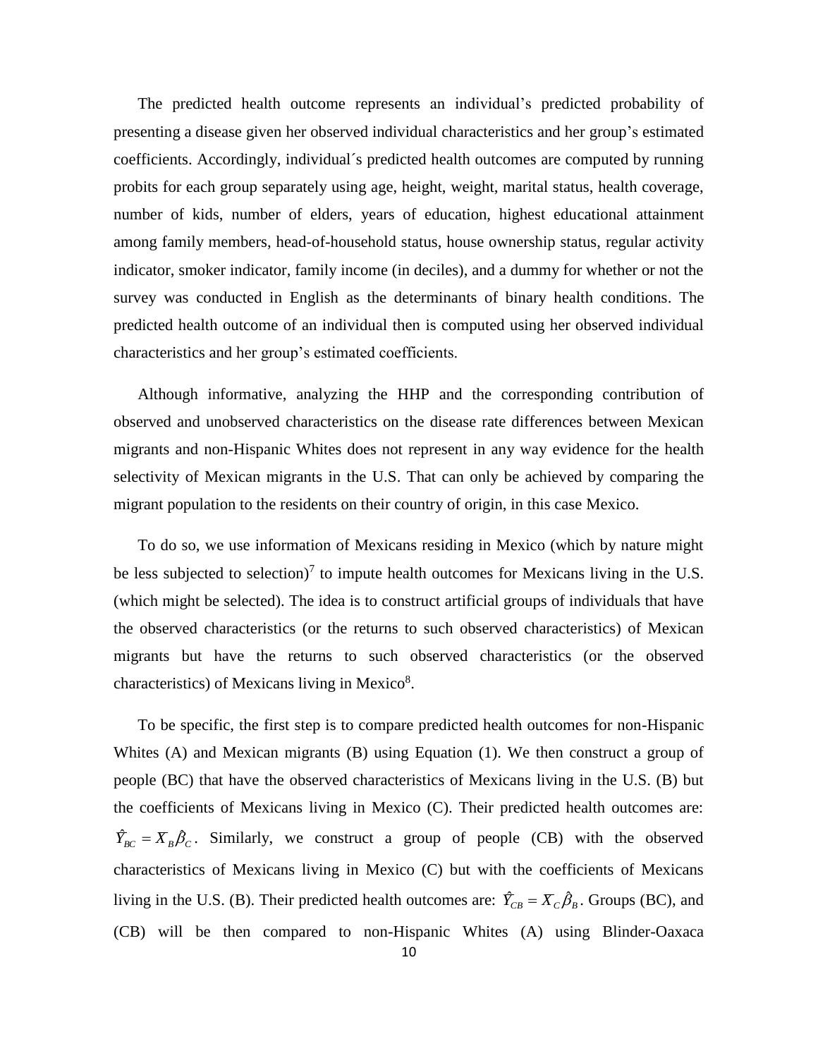The predicted health outcome represents an individual's predicted probability of presenting a disease given her observed individual characteristics and her group's estimated coefficients. Accordingly, individual´s predicted health outcomes are computed by running probits for each group separately using age, height, weight, marital status, health coverage, number of kids, number of elders, years of education, highest educational attainment among family members, head-of-household status, house ownership status, regular activity indicator, smoker indicator, family income (in deciles), and a dummy for whether or not the survey was conducted in English as the determinants of binary health conditions. The predicted health outcome of an individual then is computed using her observed individual characteristics and her group's estimated coefficients.

Although informative, analyzing the HHP and the corresponding contribution of observed and unobserved characteristics on the disease rate differences between Mexican migrants and non-Hispanic Whites does not represent in any way evidence for the health selectivity of Mexican migrants in the U.S. That can only be achieved by comparing the migrant population to the residents on their country of origin, in this case Mexico.

To do so, we use information of Mexicans residing in Mexico (which by nature might be less subjected to selection)[7] to impute health outcomes for Mexicans living in the U.S. (which might be selected). The idea is to construct artificial groups of individuals that have the observed characteristics (or the returns to such observed characteristics) of Mexican migrants but have the returns to such observed characteristics (or the observed characteristics) of Mexicans living in Mexico[8].

To be specific, the first step is to compare predicted health outcomes for non-Hispanic Whites (A) and Mexican migrants (B) using Equation (1). We then construct a group of people (BC) that have the observed characteristics of Mexicans living in the U.S. (B) but the coefficients of Mexicans living in Mexico (C). Their predicted health outcomes are: $\hat{Y}_{BC} = \bar{X}_B \hat{\beta}_C$. Similarly, we construct a group of people (CB) with the observed characteristics of Mexicans living in Mexico (C) but with the coefficients of Mexicans living in the U.S. (B). Their predicted health outcomes are: $\hat{Y}_{CB} = \bar{X}_C \hat{\beta}_B$. Groups (BC), and (CB) will be then compared to non-Hispanic Whites (A) using Blinder-Oaxaca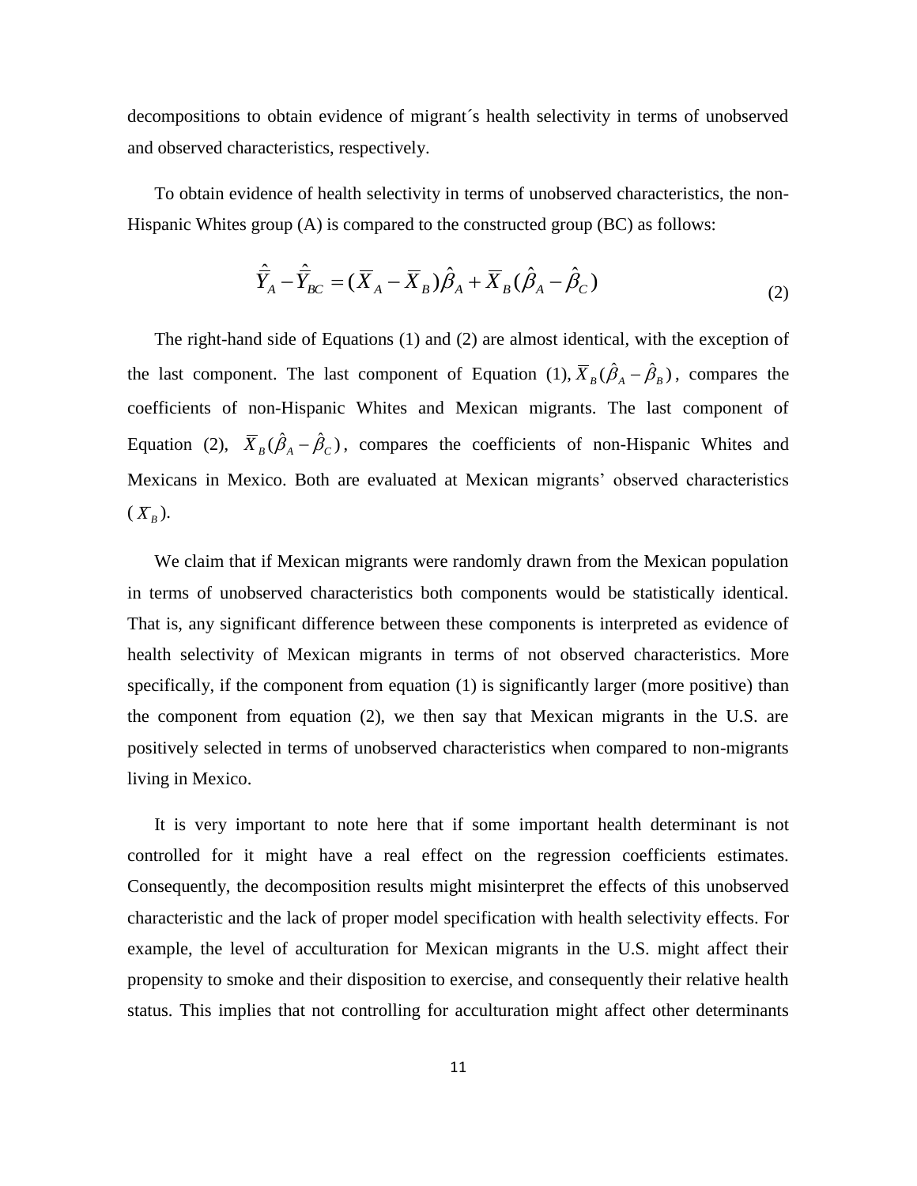decompositions to obtain evidence of migrant´s health selectivity in terms of unobserved and observed characteristics, respectively.

To obtain evidence of health selectivity in terms of unobserved characteristics, the non-Hispanic Whites group (A) is compared to the constructed group (BC) as follows:

$$\hat{\bar{Y}}_A - \hat{\bar{Y}}_{BC} = (\bar{X}_A - \bar{X}_B)\hat{\beta}_A + \bar{X}_B(\hat{\beta}_A - \hat{\beta}_C) \tag{2}$$

The right-hand side of Equations (1) and (2) are almost identical, with the exception of the last component. The last component of Equation (1), $\bar{X}_B(\hat{\beta}_A - \hat{\beta}_B)$, compares the coefficients of non-Hispanic Whites and Mexican migrants. The last component of Equation (2), $\bar{X}_B(\hat{\beta}_A - \hat{\beta}_C)$, compares the coefficients of non-Hispanic Whites and Mexicans in Mexico. Both are evaluated at Mexican migrants' observed characteristics ($\bar{X}_B$).

We claim that if Mexican migrants were randomly drawn from the Mexican population in terms of unobserved characteristics both components would be statistically identical. That is, any significant difference between these components is interpreted as evidence of health selectivity of Mexican migrants in terms of not observed characteristics. More specifically, if the component from equation (1) is significantly larger (more positive) than the component from equation (2), we then say that Mexican migrants in the U.S. are positively selected in terms of unobserved characteristics when compared to non-migrants living in Mexico.

It is very important to note here that if some important health determinant is not controlled for it might have a real effect on the regression coefficients estimates. Consequently, the decomposition results might misinterpret the effects of this unobserved characteristic and the lack of proper model specification with health selectivity effects. For example, the level of acculturation for Mexican migrants in the U.S. might affect their propensity to smoke and their disposition to exercise, and consequently their relative health status. This implies that not controlling for acculturation might affect other determinants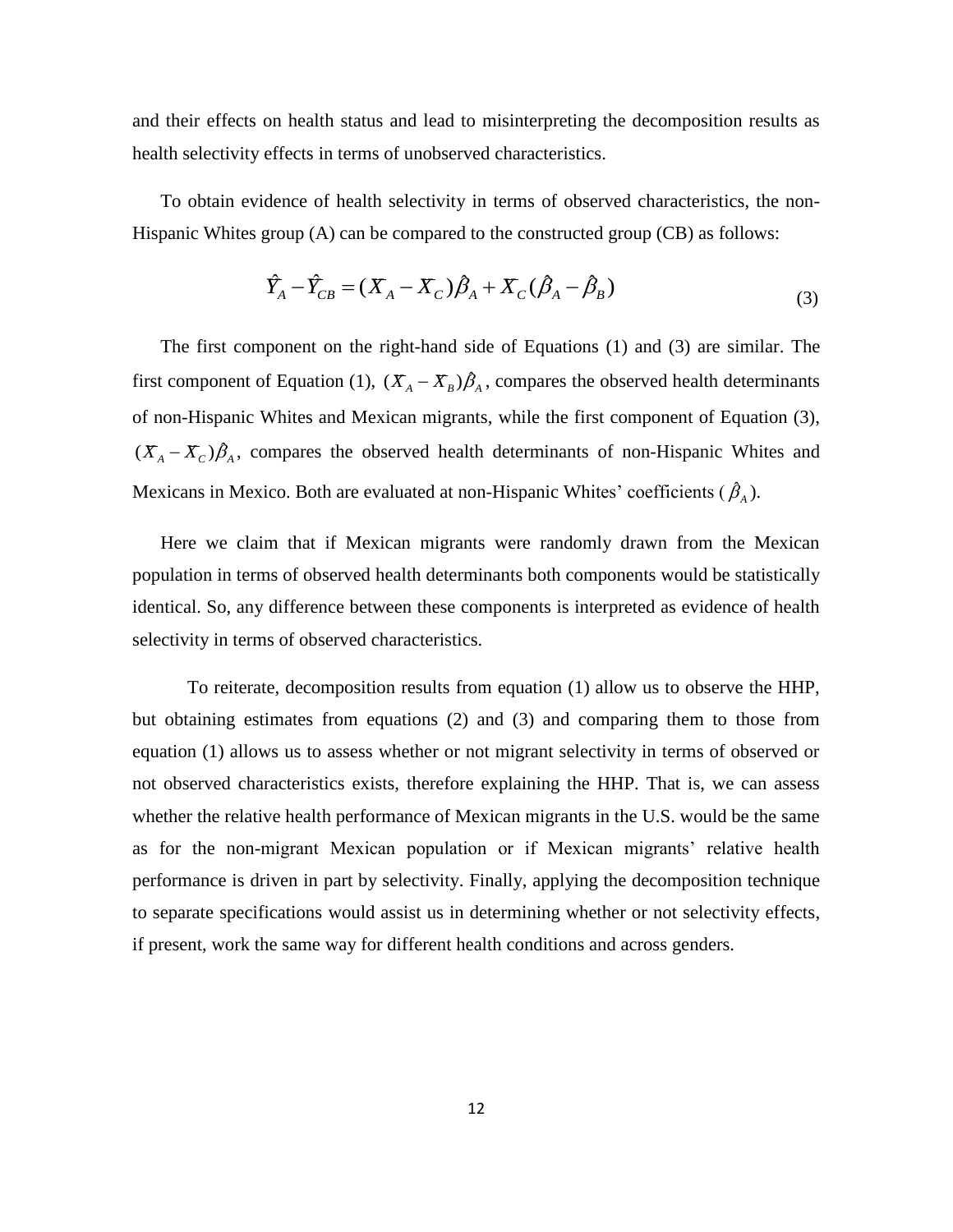and their effects on health status and lead to misinterpreting the decomposition results as health selectivity effects in terms of unobserved characteristics.

To obtain evidence of health selectivity in terms of observed characteristics, the non-Hispanic Whites group (A) can be compared to the constructed group (CB) as follows:

$$\hat{Y}_A - \hat{Y}_{CB} = (\overline{X}_A - \overline{X}_C)\hat{\beta}_A + \overline{X}_C(\hat{\beta}_A - \hat{\beta}_B) \tag{3}$$

The first component on the right-hand side of Equations (1) and (3) are similar. The first component of Equation (1), $(\overline{X}_A - \overline{X}_B)\hat{\beta}_A$, compares the observed health determinants of non-Hispanic Whites and Mexican migrants, while the first component of Equation (3), $(\overline{X}_A - \overline{X}_C)\hat{\beta}_A$, compares the observed health determinants of non-Hispanic Whites and Mexicans in Mexico. Both are evaluated at non-Hispanic Whites' coefficients ($\hat{\beta}_A$).

Here we claim that if Mexican migrants were randomly drawn from the Mexican population in terms of observed health determinants both components would be statistically identical. So, any difference between these components is interpreted as evidence of health selectivity in terms of observed characteristics.

To reiterate, decomposition results from equation (1) allow us to observe the HHP, but obtaining estimates from equations (2) and (3) and comparing them to those from equation (1) allows us to assess whether or not migrant selectivity in terms of observed or not observed characteristics exists, therefore explaining the HHP. That is, we can assess whether the relative health performance of Mexican migrants in the U.S. would be the same as for the non-migrant Mexican population or if Mexican migrants' relative health performance is driven in part by selectivity. Finally, applying the decomposition technique to separate specifications would assist us in determining whether or not selectivity effects, if present, work the same way for different health conditions and across genders.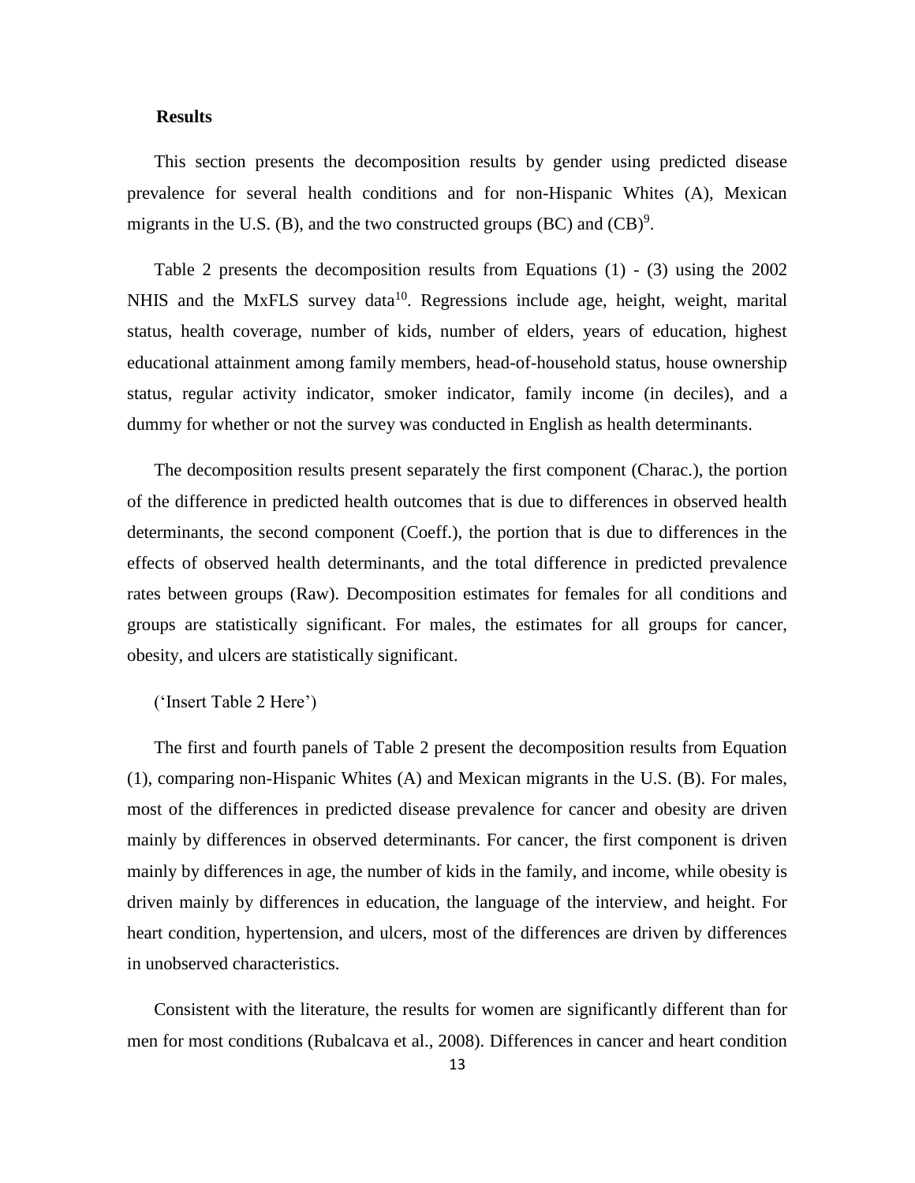## Results

This section presents the decomposition results by gender using predicted disease prevalence for several health conditions and for non-Hispanic Whites (A), Mexican migrants in the U.S. (B), and the two constructed groups (BC) and (CB)[9].

Table 2 presents the decomposition results from Equations (1) - (3) using the 2002 NHIS and the MxFLS survey data[10]. Regressions include age, height, weight, marital status, health coverage, number of kids, number of elders, years of education, highest educational attainment among family members, head-of-household status, house ownership status, regular activity indicator, smoker indicator, family income (in deciles), and a dummy for whether or not the survey was conducted in English as health determinants.

The decomposition results present separately the first component (Charac.), the portion of the difference in predicted health outcomes that is due to differences in observed health determinants, the second component (Coeff.), the portion that is due to differences in the effects of observed health determinants, and the total difference in predicted prevalence rates between groups (Raw). Decomposition estimates for females for all conditions and groups are statistically significant. For males, the estimates for all groups for cancer, obesity, and ulcers are statistically significant.

('Insert Table 2 Here')

The first and fourth panels of Table 2 present the decomposition results from Equation (1), comparing non-Hispanic Whites (A) and Mexican migrants in the U.S. (B). For males, most of the differences in predicted disease prevalence for cancer and obesity are driven mainly by differences in observed determinants. For cancer, the first component is driven mainly by differences in age, the number of kids in the family, and income, while obesity is driven mainly by differences in education, the language of the interview, and height. For heart condition, hypertension, and ulcers, most of the differences are driven by differences in unobserved characteristics.

Consistent with the literature, the results for women are significantly different than for men for most conditions (Rubalcava et al., 2008). Differences in cancer and heart condition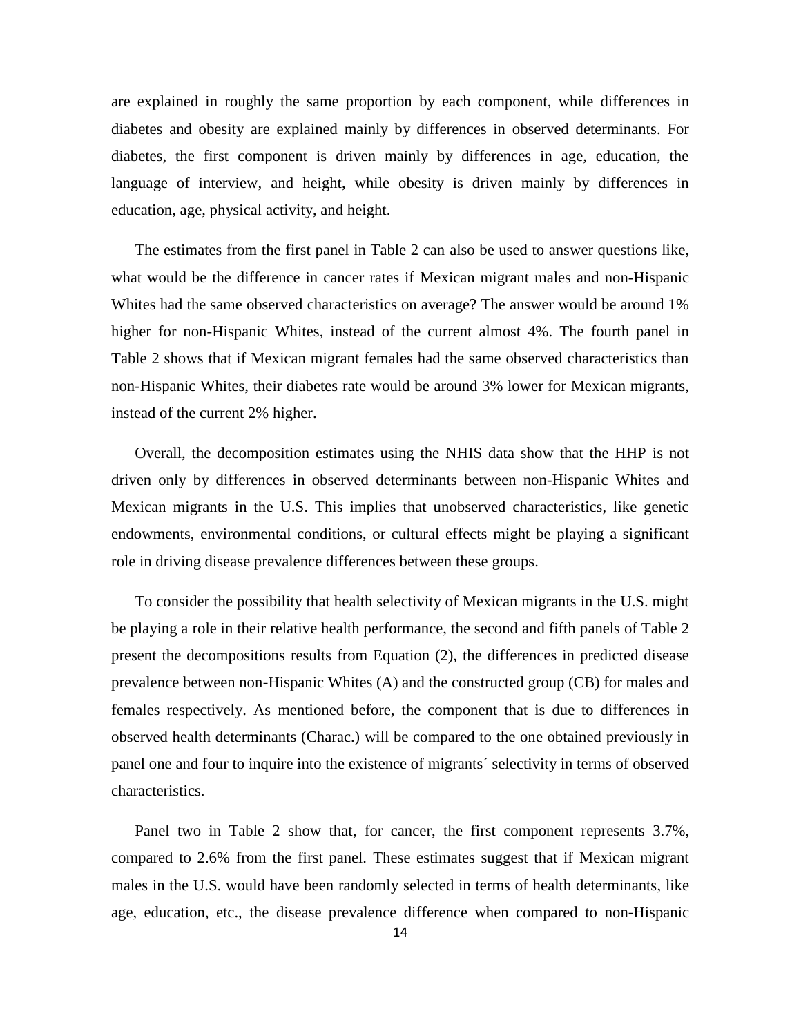are explained in roughly the same proportion by each component, while differences in diabetes and obesity are explained mainly by differences in observed determinants. For diabetes, the first component is driven mainly by differences in age, education, the language of interview, and height, while obesity is driven mainly by differences in education, age, physical activity, and height.

The estimates from the first panel in Table 2 can also be used to answer questions like, what would be the difference in cancer rates if Mexican migrant males and non-Hispanic Whites had the same observed characteristics on average? The answer would be around 1% higher for non-Hispanic Whites, instead of the current almost 4%. The fourth panel in Table 2 shows that if Mexican migrant females had the same observed characteristics than non-Hispanic Whites, their diabetes rate would be around 3% lower for Mexican migrants, instead of the current 2% higher.

Overall, the decomposition estimates using the NHIS data show that the HHP is not driven only by differences in observed determinants between non-Hispanic Whites and Mexican migrants in the U.S. This implies that unobserved characteristics, like genetic endowments, environmental conditions, or cultural effects might be playing a significant role in driving disease prevalence differences between these groups.

To consider the possibility that health selectivity of Mexican migrants in the U.S. might be playing a role in their relative health performance, the second and fifth panels of Table 2 present the decompositions results from Equation (2), the differences in predicted disease prevalence between non-Hispanic Whites (A) and the constructed group (CB) for males and females respectively. As mentioned before, the component that is due to differences in observed health determinants (Charac.) will be compared to the one obtained previously in panel one and four to inquire into the existence of migrants´ selectivity in terms of observed characteristics.

Panel two in Table 2 show that, for cancer, the first component represents 3.7%, compared to 2.6% from the first panel. These estimates suggest that if Mexican migrant males in the U.S. would have been randomly selected in terms of health determinants, like age, education, etc., the disease prevalence difference when compared to non-Hispanic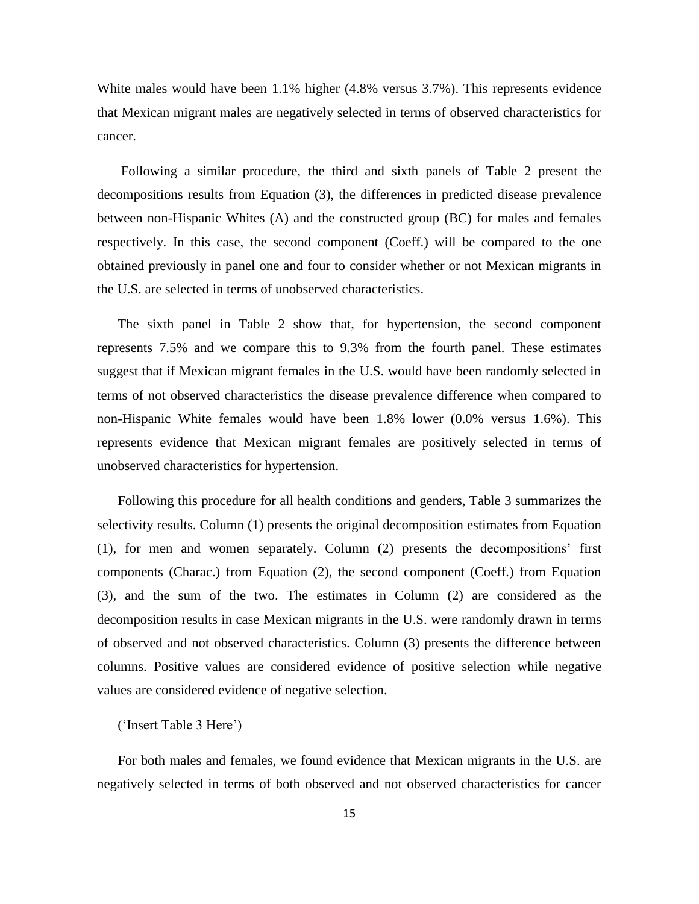White males would have been 1.1% higher (4.8% versus 3.7%). This represents evidence that Mexican migrant males are negatively selected in terms of observed characteristics for cancer.

Following a similar procedure, the third and sixth panels of Table 2 present the decompositions results from Equation (3), the differences in predicted disease prevalence between non-Hispanic Whites (A) and the constructed group (BC) for males and females respectively. In this case, the second component (Coeff.) will be compared to the one obtained previously in panel one and four to consider whether or not Mexican migrants in the U.S. are selected in terms of unobserved characteristics.

The sixth panel in Table 2 show that, for hypertension, the second component represents 7.5% and we compare this to 9.3% from the fourth panel. These estimates suggest that if Mexican migrant females in the U.S. would have been randomly selected in terms of not observed characteristics the disease prevalence difference when compared to non-Hispanic White females would have been 1.8% lower (0.0% versus 1.6%). This represents evidence that Mexican migrant females are positively selected in terms of unobserved characteristics for hypertension.

Following this procedure for all health conditions and genders, Table 3 summarizes the selectivity results. Column (1) presents the original decomposition estimates from Equation (1), for men and women separately. Column (2) presents the decompositions' first components (Charac.) from Equation (2), the second component (Coeff.) from Equation (3), and the sum of the two. The estimates in Column (2) are considered as the decomposition results in case Mexican migrants in the U.S. were randomly drawn in terms of observed and not observed characteristics. Column (3) presents the difference between columns. Positive values are considered evidence of positive selection while negative values are considered evidence of negative selection.

('Insert Table 3 Here')

For both males and females, we found evidence that Mexican migrants in the U.S. are negatively selected in terms of both observed and not observed characteristics for cancer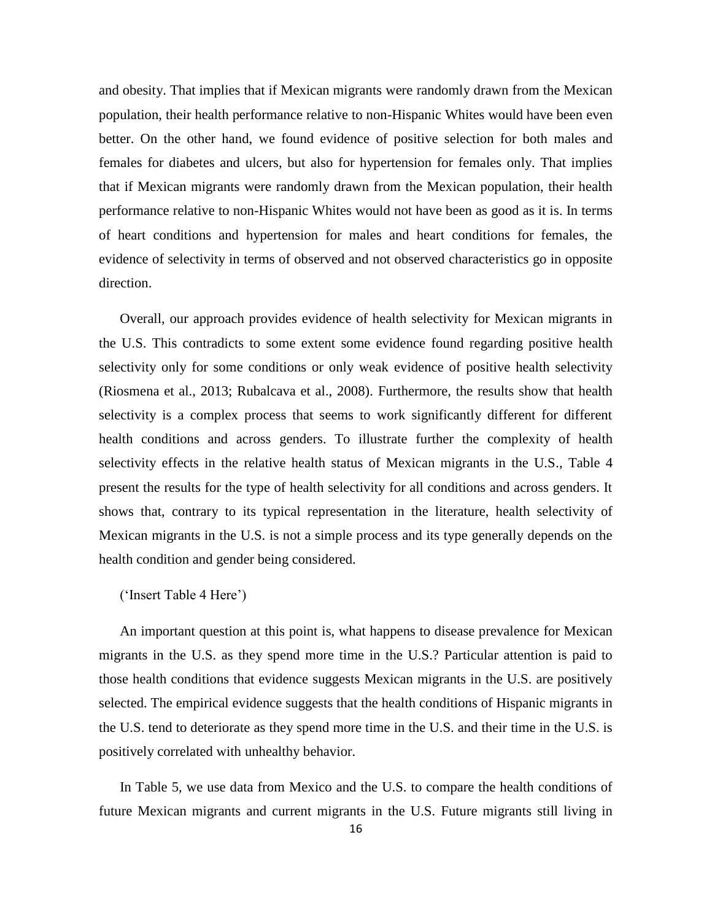and obesity. That implies that if Mexican migrants were randomly drawn from the Mexican population, their health performance relative to non-Hispanic Whites would have been even better. On the other hand, we found evidence of positive selection for both males and females for diabetes and ulcers, but also for hypertension for females only. That implies that if Mexican migrants were randomly drawn from the Mexican population, their health performance relative to non-Hispanic Whites would not have been as good as it is. In terms of heart conditions and hypertension for males and heart conditions for females, the evidence of selectivity in terms of observed and not observed characteristics go in opposite direction.

Overall, our approach provides evidence of health selectivity for Mexican migrants in the U.S. This contradicts to some extent some evidence found regarding positive health selectivity only for some conditions or only weak evidence of positive health selectivity (Riosmena et al., 2013; Rubalcava et al., 2008). Furthermore, the results show that health selectivity is a complex process that seems to work significantly different for different health conditions and across genders. To illustrate further the complexity of health selectivity effects in the relative health status of Mexican migrants in the U.S., Table 4 present the results for the type of health selectivity for all conditions and across genders. It shows that, contrary to its typical representation in the literature, health selectivity of Mexican migrants in the U.S. is not a simple process and its type generally depends on the health condition and gender being considered.

('Insert Table 4 Here')

An important question at this point is, what happens to disease prevalence for Mexican migrants in the U.S. as they spend more time in the U.S.? Particular attention is paid to those health conditions that evidence suggests Mexican migrants in the U.S. are positively selected. The empirical evidence suggests that the health conditions of Hispanic migrants in the U.S. tend to deteriorate as they spend more time in the U.S. and their time in the U.S. is positively correlated with unhealthy behavior.

In Table 5, we use data from Mexico and the U.S. to compare the health conditions of future Mexican migrants and current migrants in the U.S. Future migrants still living in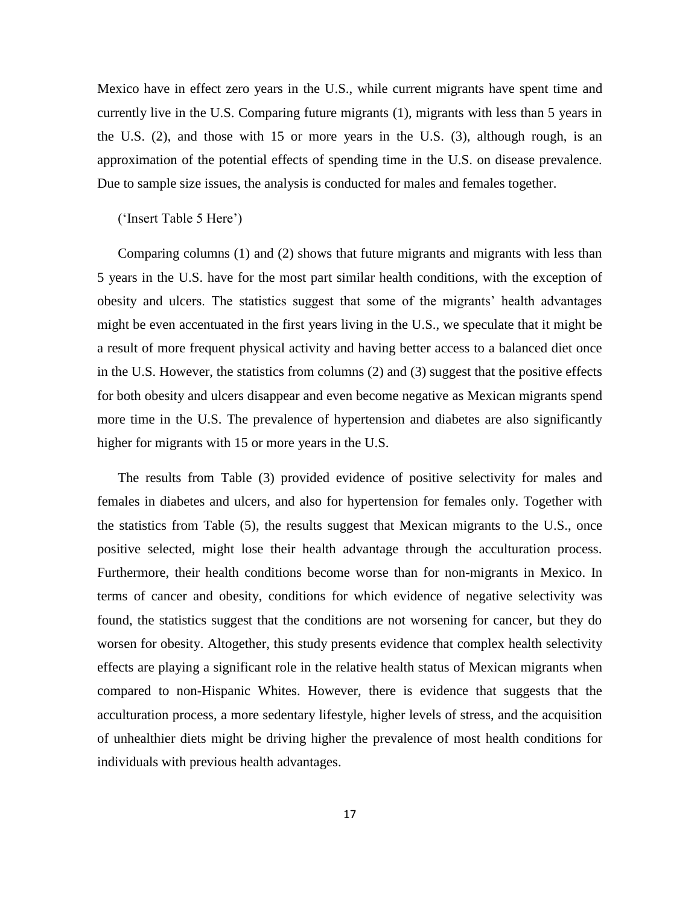Mexico have in effect zero years in the U.S., while current migrants have spent time and currently live in the U.S. Comparing future migrants (1), migrants with less than 5 years in the U.S. (2), and those with 15 or more years in the U.S. (3), although rough, is an approximation of the potential effects of spending time in the U.S. on disease prevalence. Due to sample size issues, the analysis is conducted for males and females together.

('Insert Table 5 Here')

Comparing columns (1) and (2) shows that future migrants and migrants with less than 5 years in the U.S. have for the most part similar health conditions, with the exception of obesity and ulcers. The statistics suggest that some of the migrants' health advantages might be even accentuated in the first years living in the U.S., we speculate that it might be a result of more frequent physical activity and having better access to a balanced diet once in the U.S. However, the statistics from columns (2) and (3) suggest that the positive effects for both obesity and ulcers disappear and even become negative as Mexican migrants spend more time in the U.S. The prevalence of hypertension and diabetes are also significantly higher for migrants with 15 or more years in the U.S.

The results from Table (3) provided evidence of positive selectivity for males and females in diabetes and ulcers, and also for hypertension for females only. Together with the statistics from Table (5), the results suggest that Mexican migrants to the U.S., once positive selected, might lose their health advantage through the acculturation process. Furthermore, their health conditions become worse than for non-migrants in Mexico. In terms of cancer and obesity, conditions for which evidence of negative selectivity was found, the statistics suggest that the conditions are not worsening for cancer, but they do worsen for obesity. Altogether, this study presents evidence that complex health selectivity effects are playing a significant role in the relative health status of Mexican migrants when compared to non-Hispanic Whites. However, there is evidence that suggests that the acculturation process, a more sedentary lifestyle, higher levels of stress, and the acquisition of unhealthier diets might be driving higher the prevalence of most health conditions for individuals with previous health advantages.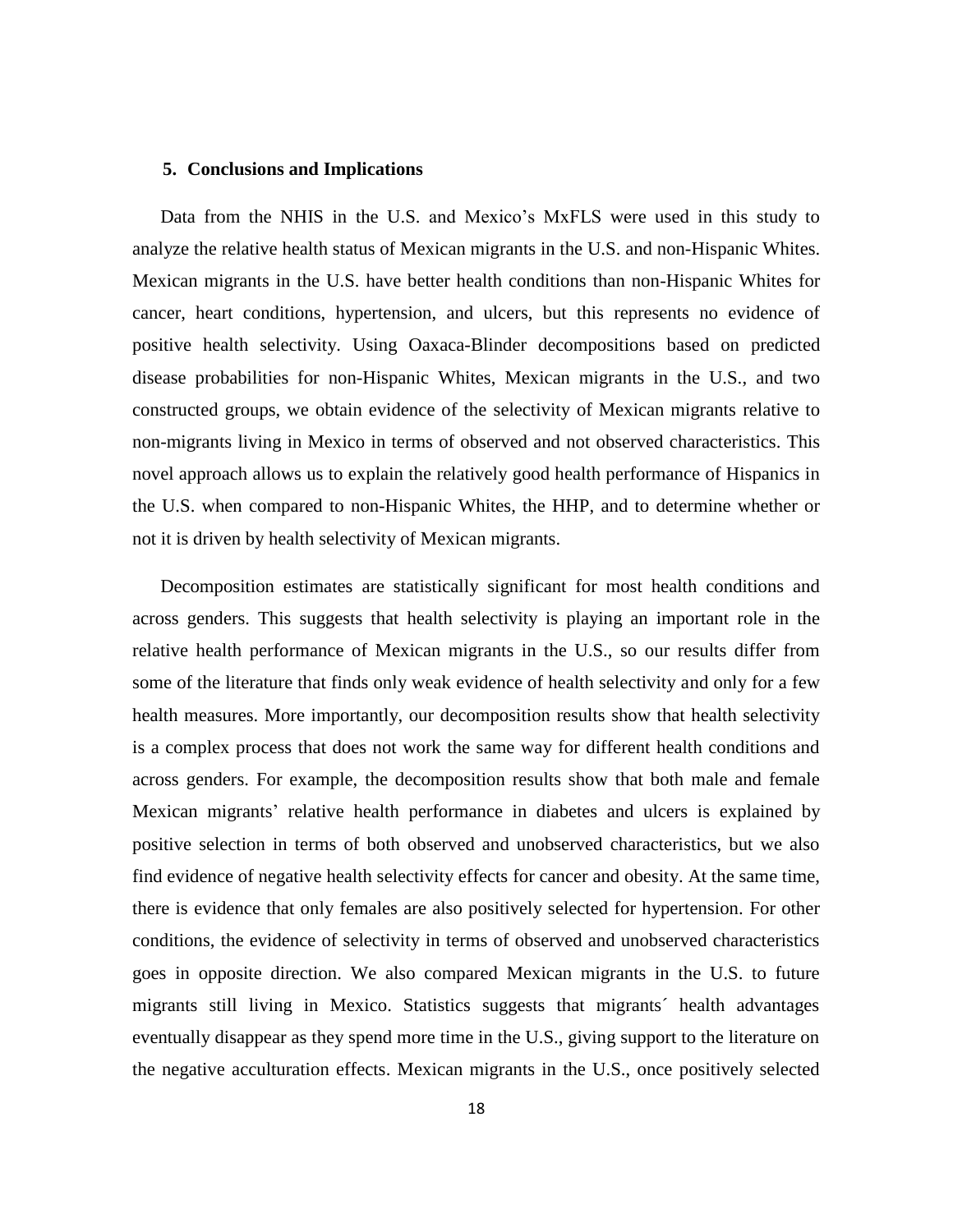## 5. Conclusions and Implications

Data from the NHIS in the U.S. and Mexico's MxFLS were used in this study to analyze the relative health status of Mexican migrants in the U.S. and non-Hispanic Whites. Mexican migrants in the U.S. have better health conditions than non-Hispanic Whites for cancer, heart conditions, hypertension, and ulcers, but this represents no evidence of positive health selectivity. Using Oaxaca-Blinder decompositions based on predicted disease probabilities for non-Hispanic Whites, Mexican migrants in the U.S., and two constructed groups, we obtain evidence of the selectivity of Mexican migrants relative to non-migrants living in Mexico in terms of observed and not observed characteristics. This novel approach allows us to explain the relatively good health performance of Hispanics in the U.S. when compared to non-Hispanic Whites, the HHP, and to determine whether or not it is driven by health selectivity of Mexican migrants.

Decomposition estimates are statistically significant for most health conditions and across genders. This suggests that health selectivity is playing an important role in the relative health performance of Mexican migrants in the U.S., so our results differ from some of the literature that finds only weak evidence of health selectivity and only for a few health measures. More importantly, our decomposition results show that health selectivity is a complex process that does not work the same way for different health conditions and across genders. For example, the decomposition results show that both male and female Mexican migrants' relative health performance in diabetes and ulcers is explained by positive selection in terms of both observed and unobserved characteristics, but we also find evidence of negative health selectivity effects for cancer and obesity. At the same time, there is evidence that only females are also positively selected for hypertension. For other conditions, the evidence of selectivity in terms of observed and unobserved characteristics goes in opposite direction. We also compared Mexican migrants in the U.S. to future migrants still living in Mexico. Statistics suggests that migrants´ health advantages eventually disappear as they spend more time in the U.S., giving support to the literature on the negative acculturation effects. Mexican migrants in the U.S., once positively selected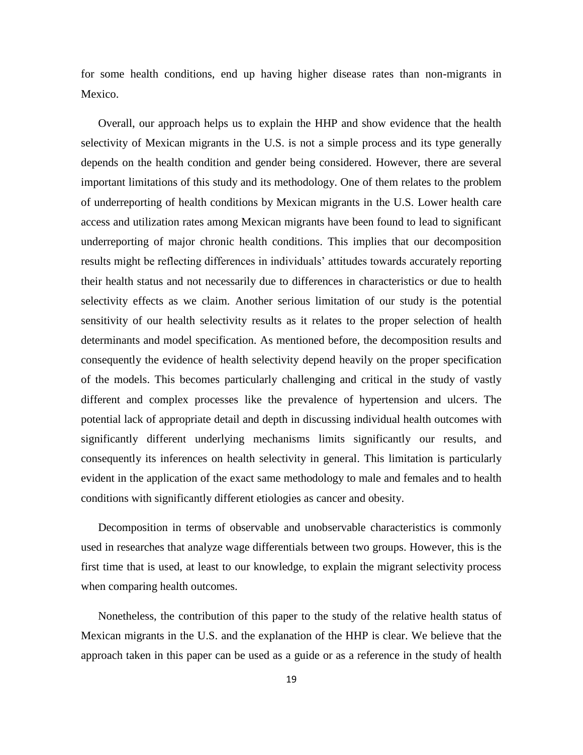for some health conditions, end up having higher disease rates than non-migrants in Mexico.

Overall, our approach helps us to explain the HHP and show evidence that the health selectivity of Mexican migrants in the U.S. is not a simple process and its type generally depends on the health condition and gender being considered. However, there are several important limitations of this study and its methodology. One of them relates to the problem of underreporting of health conditions by Mexican migrants in the U.S. Lower health care access and utilization rates among Mexican migrants have been found to lead to significant underreporting of major chronic health conditions. This implies that our decomposition results might be reflecting differences in individuals' attitudes towards accurately reporting their health status and not necessarily due to differences in characteristics or due to health selectivity effects as we claim. Another serious limitation of our study is the potential sensitivity of our health selectivity results as it relates to the proper selection of health determinants and model specification. As mentioned before, the decomposition results and consequently the evidence of health selectivity depend heavily on the proper specification of the models. This becomes particularly challenging and critical in the study of vastly different and complex processes like the prevalence of hypertension and ulcers. The potential lack of appropriate detail and depth in discussing individual health outcomes with significantly different underlying mechanisms limits significantly our results, and consequently its inferences on health selectivity in general. This limitation is particularly evident in the application of the exact same methodology to male and females and to health conditions with significantly different etiologies as cancer and obesity.

Decomposition in terms of observable and unobservable characteristics is commonly used in researches that analyze wage differentials between two groups. However, this is the first time that is used, at least to our knowledge, to explain the migrant selectivity process when comparing health outcomes.

Nonetheless, the contribution of this paper to the study of the relative health status of Mexican migrants in the U.S. and the explanation of the HHP is clear. We believe that the approach taken in this paper can be used as a guide or as a reference in the study of health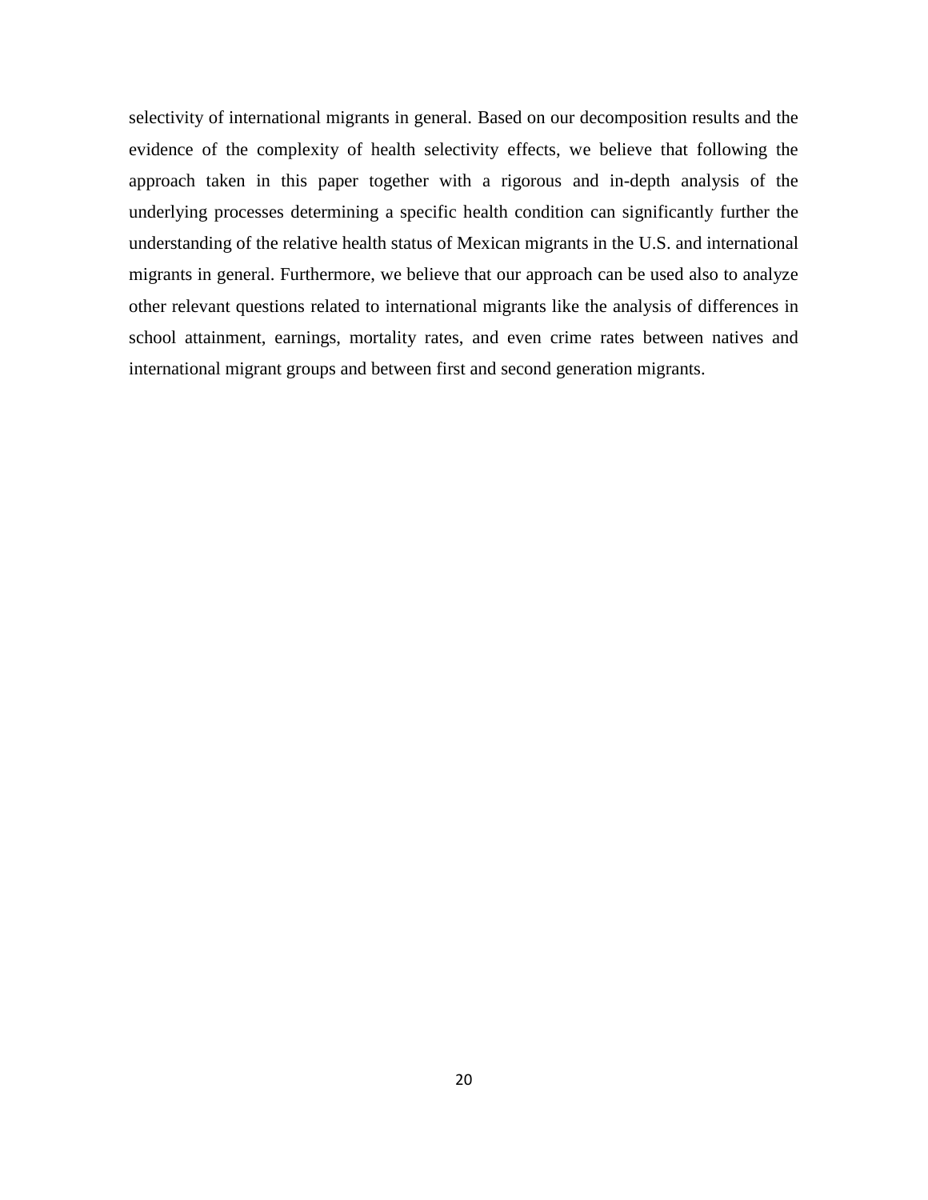selectivity of international migrants in general. Based on our decomposition results and the evidence of the complexity of health selectivity effects, we believe that following the approach taken in this paper together with a rigorous and in-depth analysis of the underlying processes determining a specific health condition can significantly further the understanding of the relative health status of Mexican migrants in the U.S. and international migrants in general. Furthermore, we believe that our approach can be used also to analyze other relevant questions related to international migrants like the analysis of differences in school attainment, earnings, mortality rates, and even crime rates between natives and international migrant groups and between first and second generation migrants.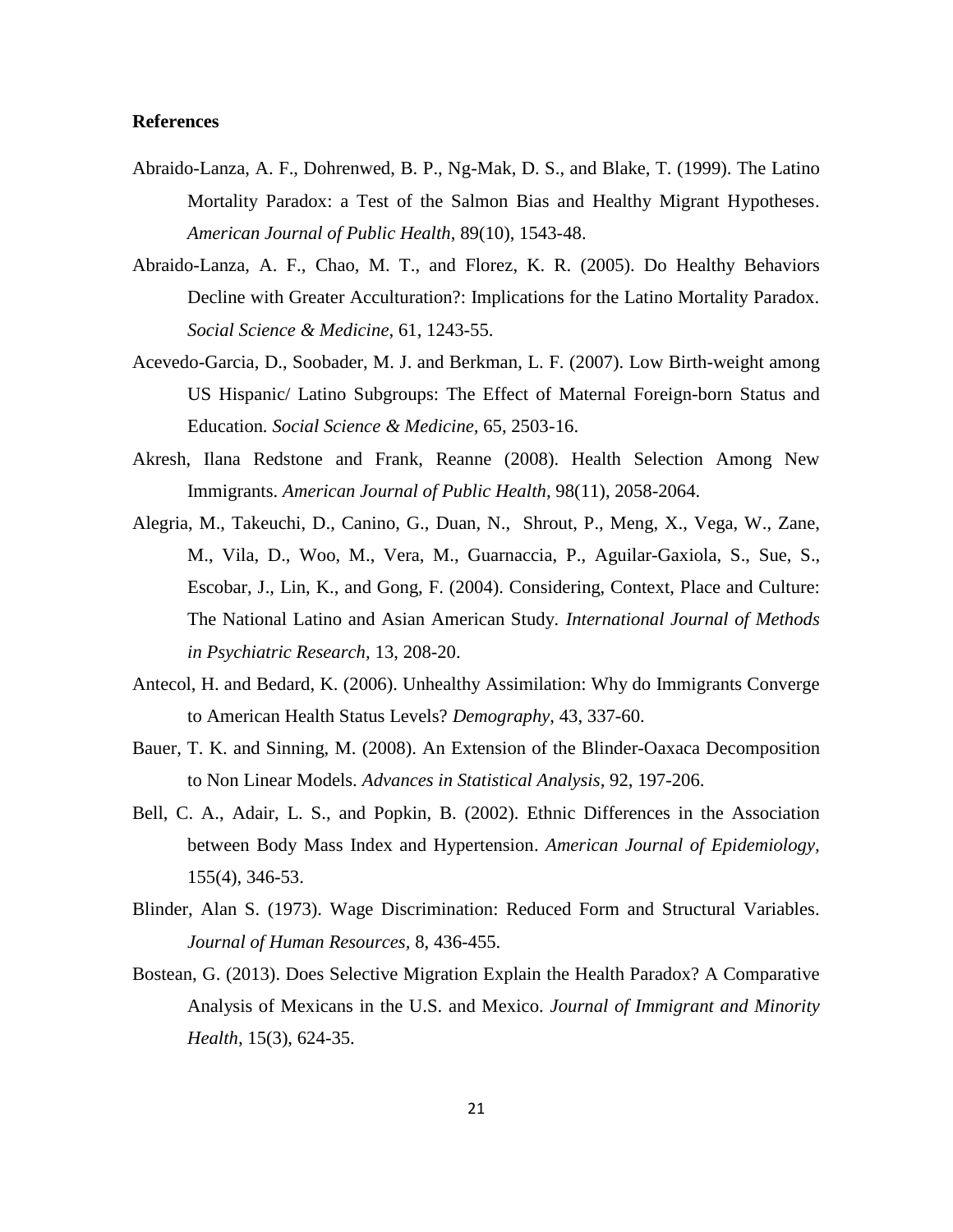**References**

Abraido-Lanza, A. F., Dohrenwed, B. P., Ng-Mak, D. S., and Blake, T. (1999). The Latino Mortality Paradox: a Test of the Salmon Bias and Healthy Migrant Hypotheses. *American Journal of Public Health*, 89(10), 1543-48.

Abraido-Lanza, A. F., Chao, M. T., and Florez, K. R. (2005). Do Healthy Behaviors Decline with Greater Acculturation?: Implications for the Latino Mortality Paradox. *Social Science & Medicine*, 61, 1243-55.

Acevedo-Garcia, D., Soobader, M. J. and Berkman, L. F. (2007). Low Birth-weight among US Hispanic/ Latino Subgroups: The Effect of Maternal Foreign-born Status and Education. *Social Science & Medicine*, 65, 2503-16.

Akresh, Ilana Redstone and Frank, Reanne (2008). Health Selection Among New Immigrants. *American Journal of Public Health*, 98(11), 2058-2064.

Alegria, M., Takeuchi, D., Canino, G., Duan, N., Shrout, P., Meng, X., Vega, W., Zane, M., Vila, D., Woo, M., Vera, M., Guarnaccia, P., Aguilar-Gaxiola, S., Sue, S., Escobar, J., Lin, K., and Gong, F. (2004). Considering, Context, Place and Culture: The National Latino and Asian American Study. *International Journal of Methods in Psychiatric Research*, 13, 208-20.

Antecol, H. and Bedard, K. (2006). Unhealthy Assimilation: Why do Immigrants Converge to American Health Status Levels? *Demography*, 43, 337-60.

Bauer, T. K. and Sinning, M. (2008). An Extension of the Blinder-Oaxaca Decomposition to Non Linear Models. *Advances in Statistical Analysis*, 92, 197-206.

Bell, C. A., Adair, L. S., and Popkin, B. (2002). Ethnic Differences in the Association between Body Mass Index and Hypertension. *American Journal of Epidemiology*, 155(4), 346-53.

Blinder, Alan S. (1973). Wage Discrimination: Reduced Form and Structural Variables. *Journal of Human Resources*, 8, 436-455.

Bostean, G. (2013). Does Selective Migration Explain the Health Paradox? A Comparative Analysis of Mexicans in the U.S. and Mexico. *Journal of Immigrant and Minority Health*, 15(3), 624-35.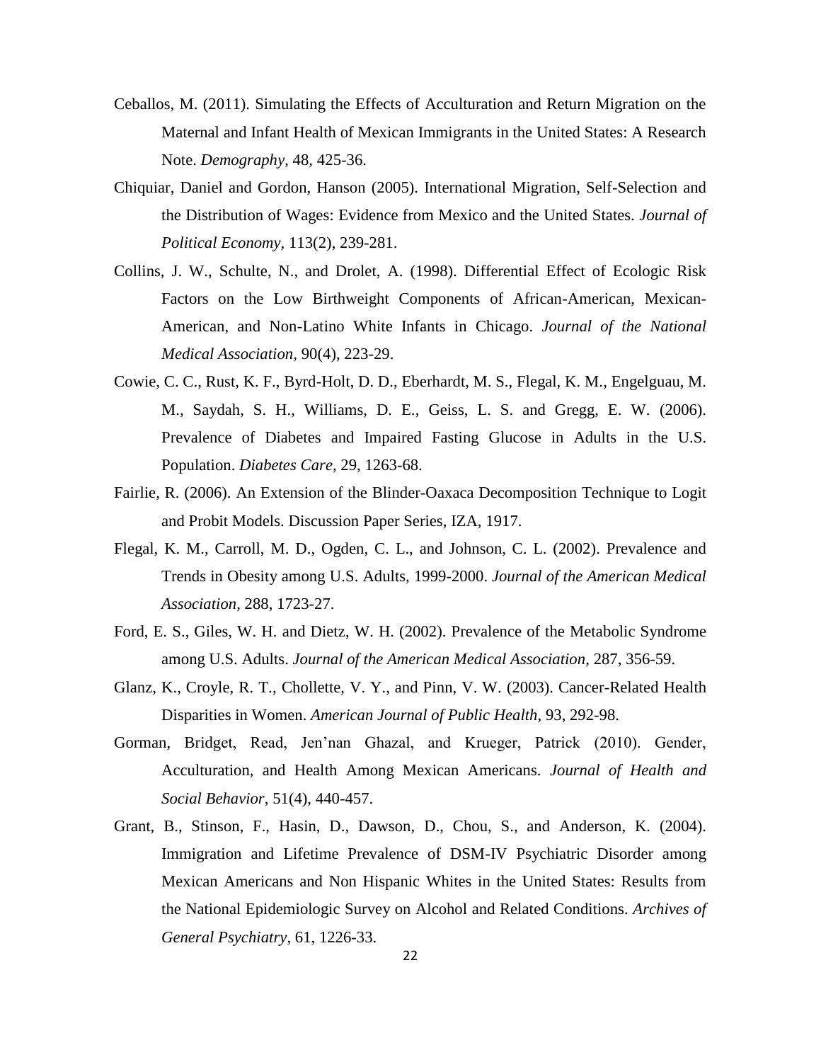Ceballos, M. (2011). Simulating the Effects of Acculturation and Return Migration on the Maternal and Infant Health of Mexican Immigrants in the United States: A Research Note. *Demography*, 48, 425-36.

Chiquiar, Daniel and Gordon, Hanson (2005). International Migration, Self-Selection and the Distribution of Wages: Evidence from Mexico and the United States. *Journal of Political Economy,* 113(2), 239-281.

Collins, J. W., Schulte, N., and Drolet, A. (1998). Differential Effect of Ecologic Risk Factors on the Low Birthweight Components of African-American, Mexican-American, and Non-Latino White Infants in Chicago. *Journal of the National Medical Association*, 90(4), 223-29.

Cowie, C. C., Rust, K. F., Byrd-Holt, D. D., Eberhardt, M. S., Flegal, K. M., Engelguau, M. M., Saydah, S. H., Williams, D. E., Geiss, L. S. and Gregg, E. W. (2006). Prevalence of Diabetes and Impaired Fasting Glucose in Adults in the U.S. Population. *Diabetes Care,* 29, 1263-68.

Fairlie, R. (2006). An Extension of the Blinder-Oaxaca Decomposition Technique to Logit and Probit Models. Discussion Paper Series, IZA, 1917.

Flegal, K. M., Carroll, M. D., Ogden, C. L., and Johnson, C. L. (2002). Prevalence and Trends in Obesity among U.S. Adults, 1999-2000. *Journal of the American Medical Association*, 288, 1723-27.

Ford, E. S., Giles, W. H. and Dietz, W. H. (2002). Prevalence of the Metabolic Syndrome among U.S. Adults. *Journal of the American Medical Association*, 287, 356-59.

Glanz, K., Croyle, R. T., Chollette, V. Y., and Pinn, V. W. (2003). Cancer-Related Health Disparities in Women. *American Journal of Public Health*, 93, 292-98.

Gorman, Bridget, Read, Jen'nan Ghazal, and Krueger, Patrick (2010). Gender, Acculturation, and Health Among Mexican Americans. *Journal of Health and Social Behavior,* 51(4), 440-457.

Grant, B., Stinson, F., Hasin, D., Dawson, D., Chou, S., and Anderson, K. (2004). Immigration and Lifetime Prevalence of DSM-IV Psychiatric Disorder among Mexican Americans and Non Hispanic Whites in the United States: Results from the National Epidemiologic Survey on Alcohol and Related Conditions. *Archives of General Psychiatry,* 61, 1226-33.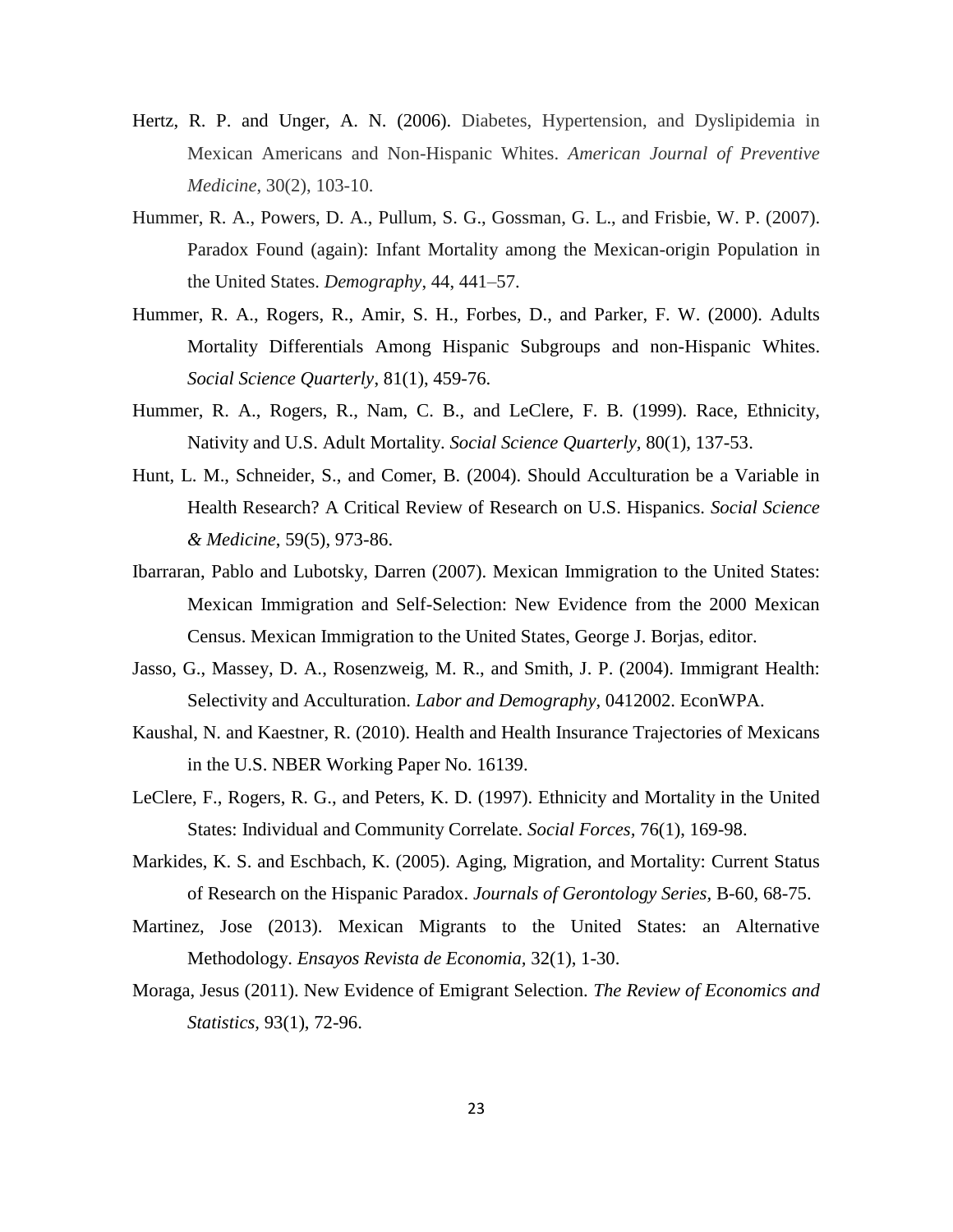Hertz, R. P. and Unger, A. N. (2006). Diabetes, Hypertension, and Dyslipidemia in Mexican Americans and Non-Hispanic Whites. *American Journal of Preventive Medicine*, 30(2), 103-10.

Hummer, R. A., Powers, D. A., Pullum, S. G., Gossman, G. L., and Frisbie, W. P. (2007). Paradox Found (again): Infant Mortality among the Mexican-origin Population in the United States. *Demography*, 44, 441–57.

Hummer, R. A., Rogers, R., Amir, S. H., Forbes, D., and Parker, F. W. (2000). Adults Mortality Differentials Among Hispanic Subgroups and non-Hispanic Whites. *Social Science Quarterly*, 81(1), 459-76.

Hummer, R. A., Rogers, R., Nam, C. B., and LeClere, F. B. (1999). Race, Ethnicity, Nativity and U.S. Adult Mortality. *Social Science Quarterly,* 80(1), 137-53.

Hunt, L. M., Schneider, S., and Comer, B. (2004). Should Acculturation be a Variable in Health Research? A Critical Review of Research on U.S. Hispanics. *Social Science & Medicine*, 59(5), 973-86.

Ibarraran, Pablo and Lubotsky, Darren (2007). Mexican Immigration to the United States: Mexican Immigration and Self-Selection: New Evidence from the 2000 Mexican Census. Mexican Immigration to the United States, George J. Borjas, editor.

Jasso, G., Massey, D. A., Rosenzweig, M. R., and Smith, J. P. (2004). Immigrant Health: Selectivity and Acculturation. *Labor and Demography*, 0412002. EconWPA.

Kaushal, N. and Kaestner, R. (2010). Health and Health Insurance Trajectories of Mexicans in the U.S. NBER Working Paper No. 16139.

LeClere, F., Rogers, R. G., and Peters, K. D. (1997). Ethnicity and Mortality in the United States: Individual and Community Correlate. *Social Forces*, 76(1), 169-98.

Markides, K. S. and Eschbach, K. (2005). Aging, Migration, and Mortality: Current Status of Research on the Hispanic Paradox. *Journals of Gerontology Series*, B-60, 68-75.

Martinez, Jose (2013). Mexican Migrants to the United States: an Alternative Methodology. *Ensayos Revista de Economia*, 32(1), 1-30.

Moraga, Jesus (2011). New Evidence of Emigrant Selection. *The Review of Economics and Statistics*, 93(1), 72-96.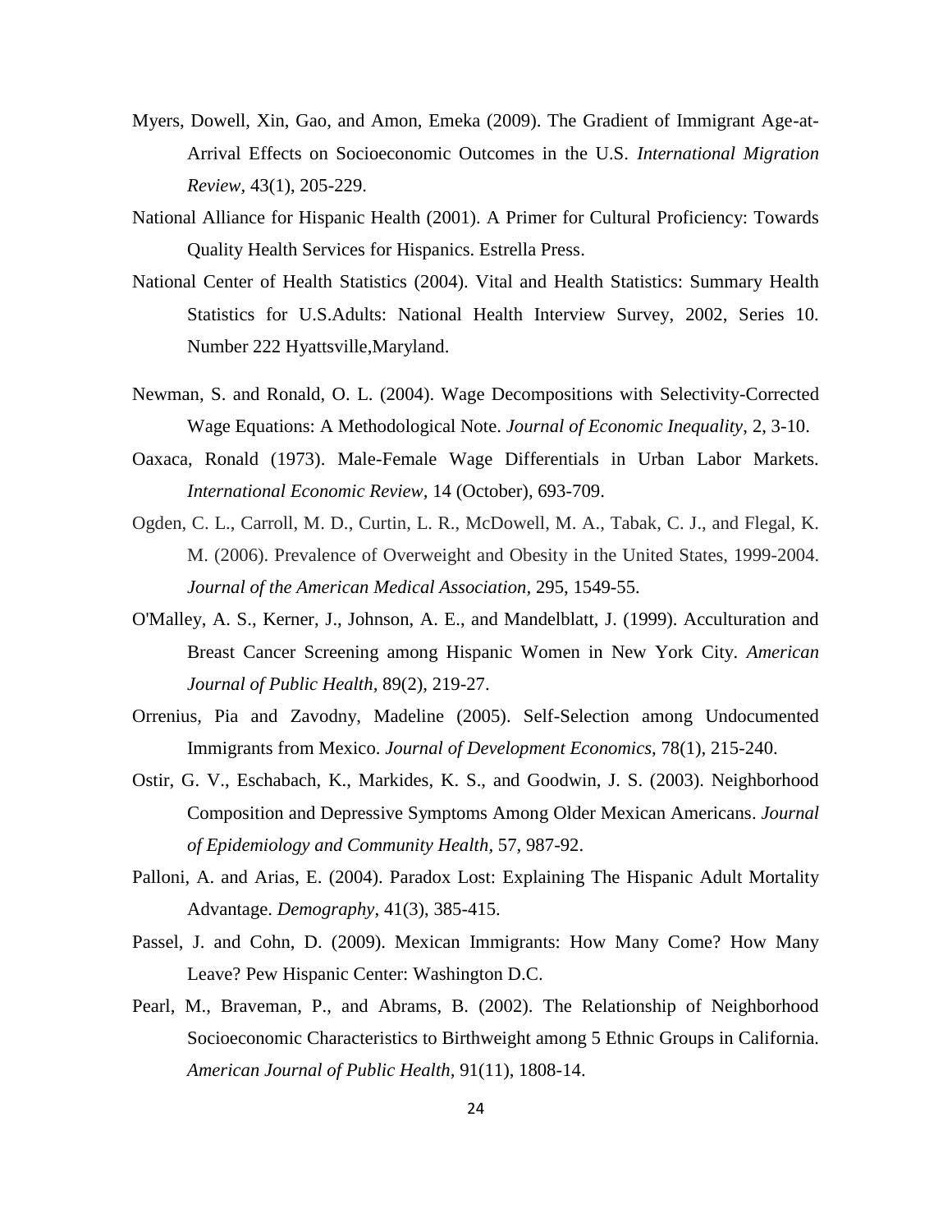Myers, Dowell, Xin, Gao, and Amon, Emeka (2009). The Gradient of Immigrant Age-at-Arrival Effects on Socioeconomic Outcomes in the U.S. *International Migration Review*, 43(1), 205-229.

National Alliance for Hispanic Health (2001). A Primer for Cultural Proficiency: Towards Quality Health Services for Hispanics. Estrella Press.

National Center of Health Statistics (2004). Vital and Health Statistics: Summary Health Statistics for U.S.Adults: National Health Interview Survey, 2002, Series 10. Number 222 Hyattsville,Maryland.

Newman, S. and Ronald, O. L. (2004). Wage Decompositions with Selectivity-Corrected Wage Equations: A Methodological Note. *Journal of Economic Inequality*, 2, 3-10.

Oaxaca, Ronald (1973). Male-Female Wage Differentials in Urban Labor Markets. *International Economic Review*, 14 (October), 693-709.

Ogden, C. L., Carroll, M. D., Curtin, L. R., McDowell, M. A., Tabak, C. J., and Flegal, K. M. (2006). Prevalence of Overweight and Obesity in the United States, 1999-2004. *Journal of the American Medical Association*, 295, 1549-55.

O'Malley, A. S., Kerner, J., Johnson, A. E., and Mandelblatt, J. (1999). Acculturation and Breast Cancer Screening among Hispanic Women in New York City. *American Journal of Public Health*, 89(2), 219-27.

Orrenius, Pia and Zavodny, Madeline (2005). Self-Selection among Undocumented Immigrants from Mexico. *Journal of Development Economics*, 78(1), 215-240.

Ostir, G. V., Eschabach, K., Markides, K. S., and Goodwin, J. S. (2003). Neighborhood Composition and Depressive Symptoms Among Older Mexican Americans. *Journal of Epidemiology and Community Health*, 57, 987-92.

Palloni, A. and Arias, E. (2004). Paradox Lost: Explaining The Hispanic Adult Mortality Advantage. *Demography*, 41(3), 385-415.

Passel, J. and Cohn, D. (2009). Mexican Immigrants: How Many Come? How Many Leave? Pew Hispanic Center: Washington D.C.

Pearl, M., Braveman, P., and Abrams, B. (2002). The Relationship of Neighborhood Socioeconomic Characteristics to Birthweight among 5 Ethnic Groups in California. *American Journal of Public Health*, 91(11), 1808-14.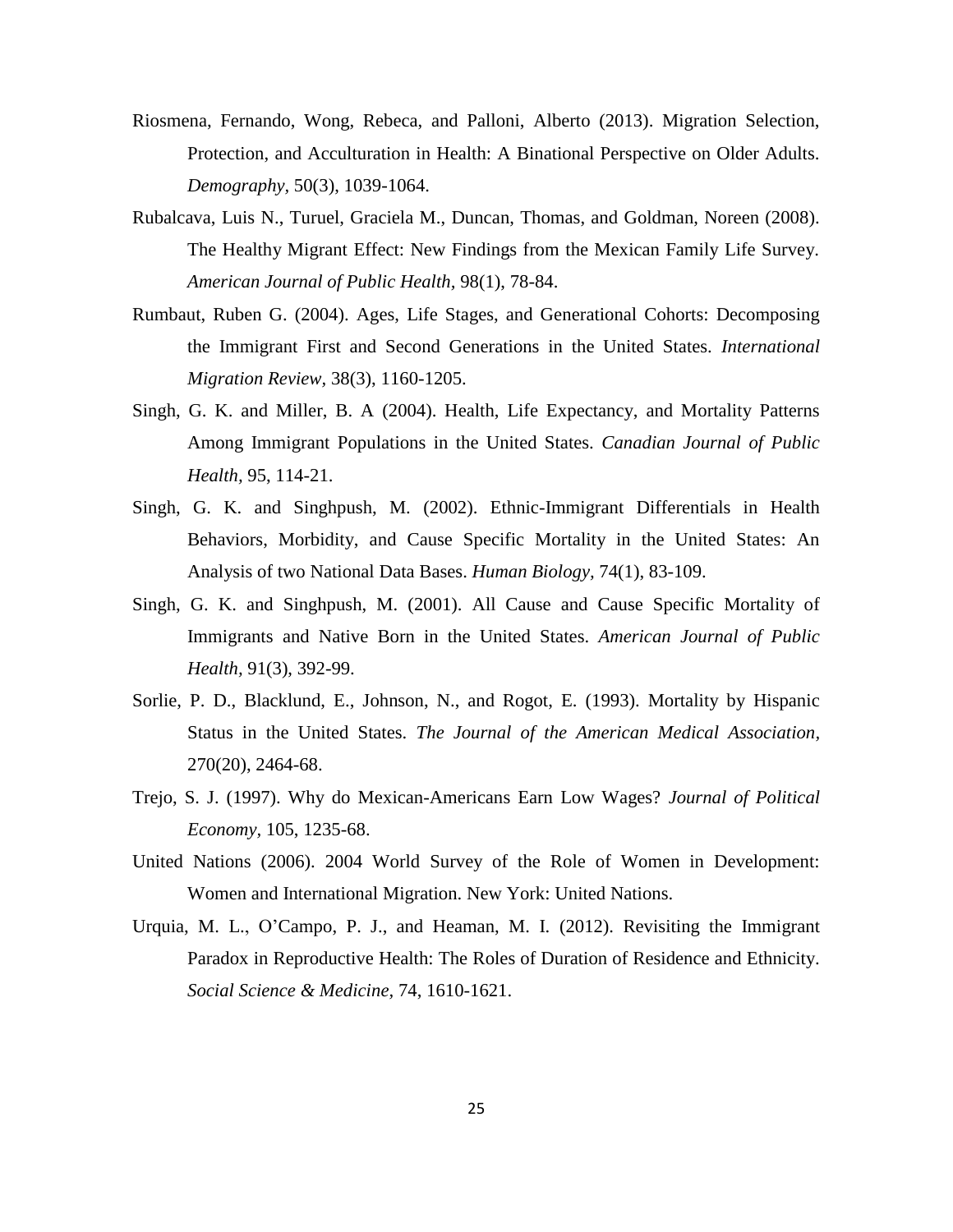Riosmena, Fernando, Wong, Rebeca, and Palloni, Alberto (2013). Migration Selection, Protection, and Acculturation in Health: A Binational Perspective on Older Adults. *Demography*, 50(3), 1039-1064.

Rubalcava, Luis N., Turuel, Graciela M., Duncan, Thomas, and Goldman, Noreen (2008). The Healthy Migrant Effect: New Findings from the Mexican Family Life Survey. *American Journal of Public Health,* 98(1), 78-84.

Rumbaut, Ruben G. (2004). Ages, Life Stages, and Generational Cohorts: Decomposing the Immigrant First and Second Generations in the United States. *International Migration Review*, 38(3), 1160-1205.

Singh, G. K. and Miller, B. A (2004). Health, Life Expectancy, and Mortality Patterns Among Immigrant Populations in the United States. *Canadian Journal of Public Health*, 95, 114-21.

Singh, G. K. and Singhpush, M. (2002). Ethnic-Immigrant Differentials in Health Behaviors, Morbidity, and Cause Specific Mortality in the United States: An Analysis of two National Data Bases. *Human Biology,* 74(1), 83-109.

Singh, G. K. and Singhpush, M. (2001). All Cause and Cause Specific Mortality of Immigrants and Native Born in the United States. *American Journal of Public Health,* 91(3), 392-99.

Sorlie, P. D., Blacklund, E., Johnson, N., and Rogot, E. (1993). Mortality by Hispanic Status in the United States. *The Journal of the American Medical Association*, 270(20), 2464-68.

Trejo, S. J. (1997). Why do Mexican-Americans Earn Low Wages? *Journal of Political Economy,* 105, 1235-68.

United Nations (2006). 2004 World Survey of the Role of Women in Development: Women and International Migration. New York: United Nations.

Urquia, M. L., O'Campo, P. J., and Heaman, M. I. (2012). Revisiting the Immigrant Paradox in Reproductive Health: The Roles of Duration of Residence and Ethnicity. *Social Science & Medicine,* 74, 1610-1621.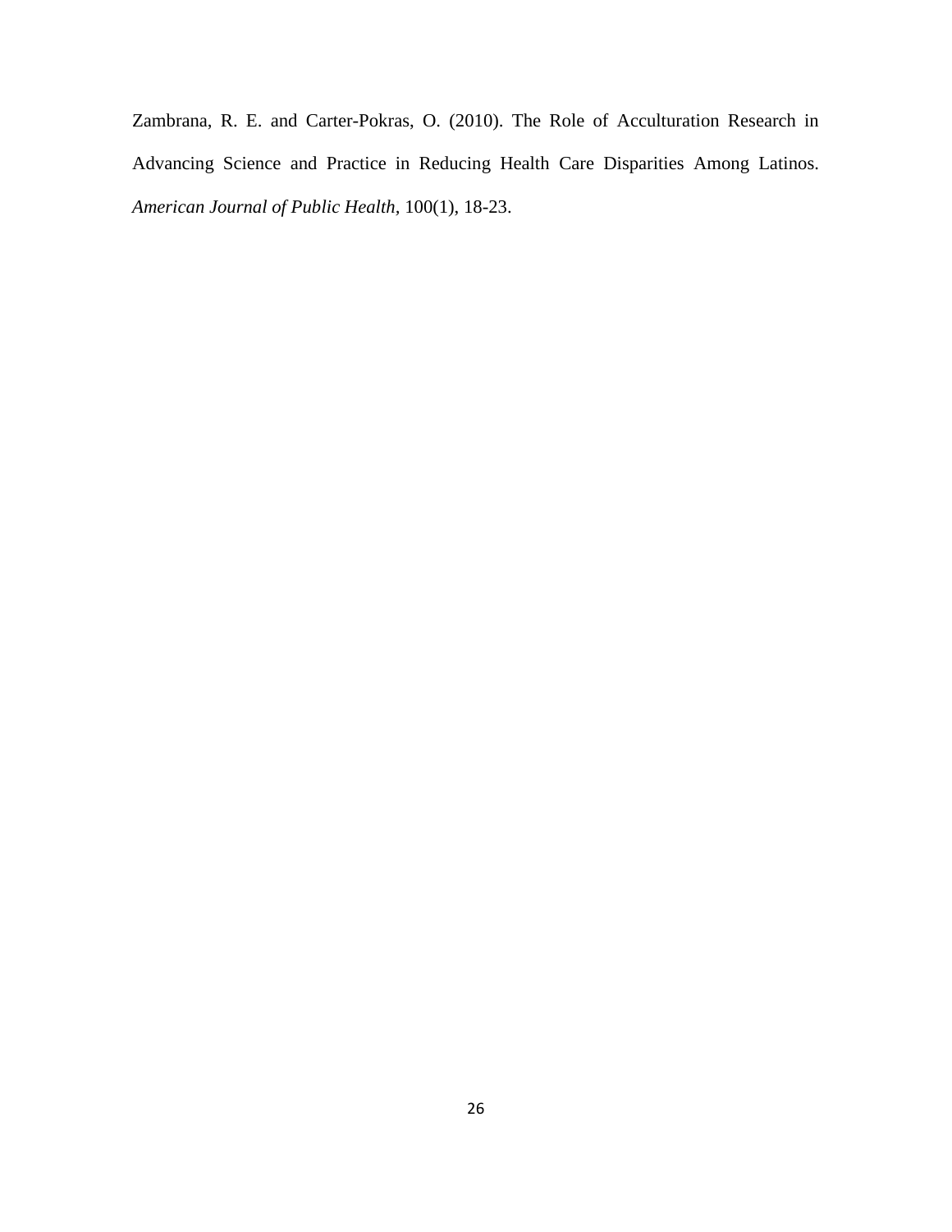Zambrana, R. E. and Carter-Pokras, O. (2010). The Role of Acculturation Research in Advancing Science and Practice in Reducing Health Care Disparities Among Latinos. *American Journal of Public Health*, 100(1), 18-23.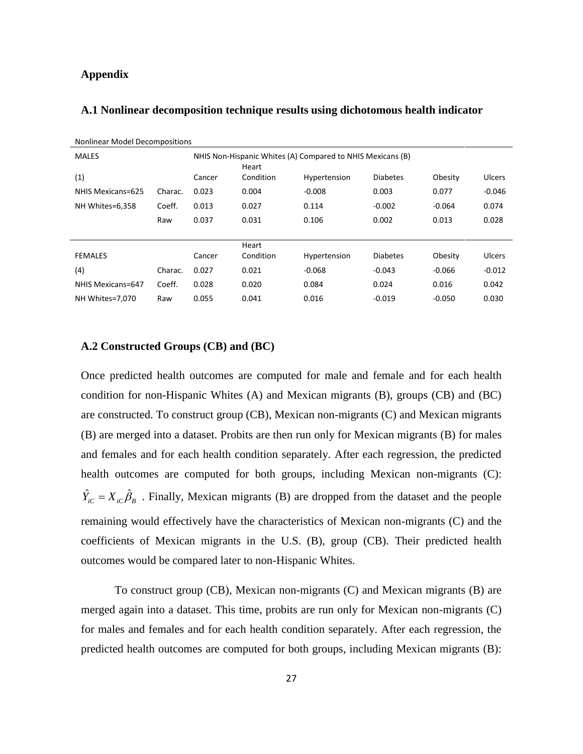## Appendix

### A.1 Nonlinear decomposition technique results using dichotomous health indicator

Nonlinear Model Decompositions

| MALES | | NHIS Non-Hispanic Whites (A) Compared to NHIS Mexicans (B) | | | | | |
|---|---|---|---|---|---|---|---|
| (1) | | Cancer | Heart Condition | Hypertension | Diabetes | Obesity | Ulcers |
| NHIS Mexicans=625 | Charac. | 0.023 | 0.004 | -0.008 | 0.003 | 0.077 | -0.046 |
| NH Whites=6,358 | Coeff. | 0.013 | 0.027 | 0.114 | -0.002 | -0.064 | 0.074 |
| | Raw | 0.037 | 0.031 | 0.106 | 0.002 | 0.013 | 0.028 |
| **FEMALES** | | Cancer | Heart Condition | Hypertension | Diabetes | Obesity | Ulcers |
| (4) | Charac. | 0.027 | 0.021 | -0.068 | -0.043 | -0.066 | -0.012 |
| NHIS Mexicans=647 | Coeff. | 0.028 | 0.020 | 0.084 | 0.024 | 0.016 | 0.042 |
| NH Whites=7,070 | Raw | 0.055 | 0.041 | 0.016 | -0.019 | -0.050 | 0.030 |

### A.2 Constructed Groups (CB) and (BC)

Once predicted health outcomes are computed for male and female and for each health condition for non-Hispanic Whites (A) and Mexican migrants (B), groups (CB) and (BC) are constructed. To construct group (CB), Mexican non-migrants (C) and Mexican migrants (B) are merged into a dataset. Probits are then run only for Mexican migrants (B) for males and females and for each health condition separately. After each regression, the predicted health outcomes are computed for both groups, including Mexican non-migrants (C): $\hat{Y}_{iC} = X_{iC}\hat{\beta}_B$ . Finally, Mexican migrants (B) are dropped from the dataset and the people remaining would effectively have the characteristics of Mexican non-migrants (C) and the coefficients of Mexican migrants in the U.S. (B), group (CB). Their predicted health outcomes would be compared later to non-Hispanic Whites.

To construct group (CB), Mexican non-migrants (C) and Mexican migrants (B) are merged again into a dataset. This time, probits are run only for Mexican non-migrants (C) for males and females and for each health condition separately. After each regression, the predicted health outcomes are computed for both groups, including Mexican migrants (B):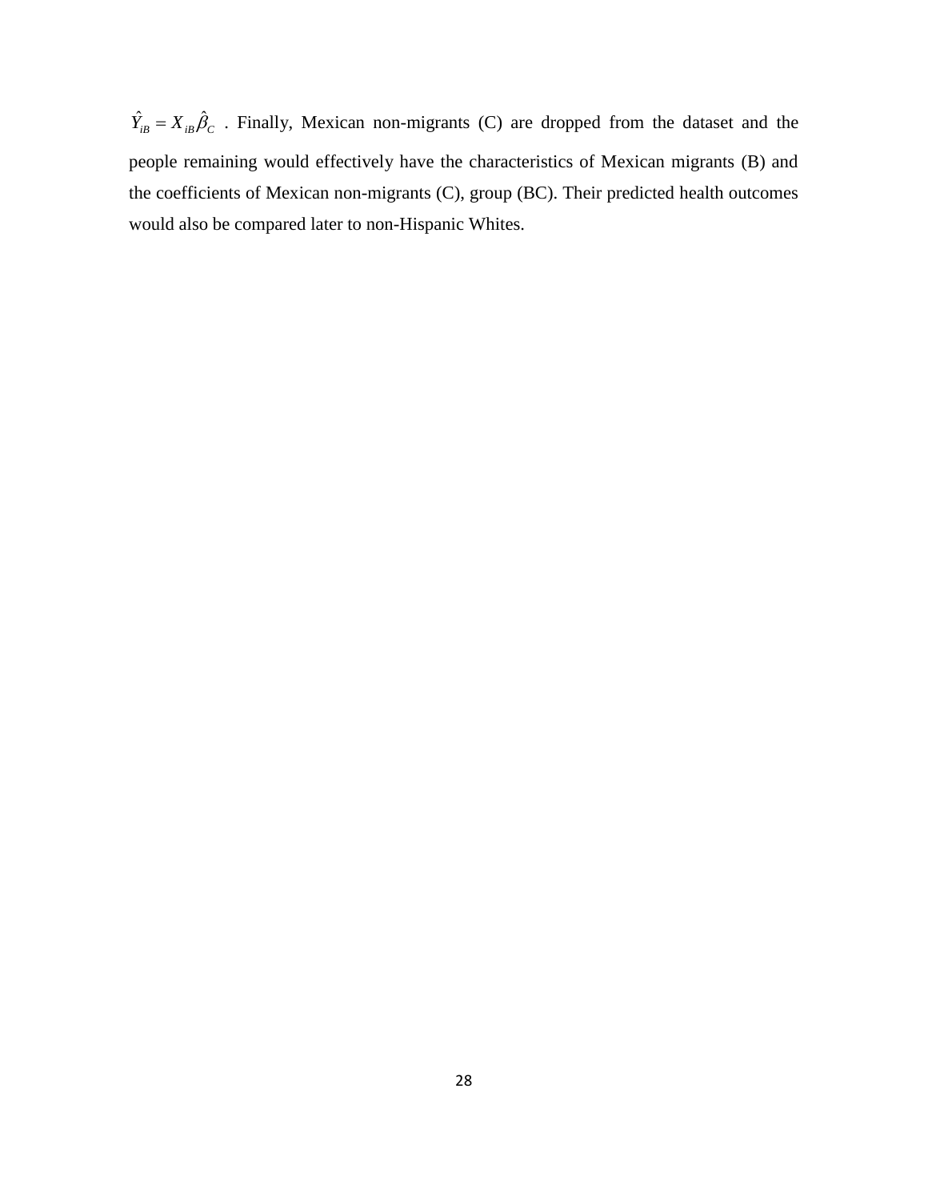$\hat{Y}_{iB} = X_{iB}\hat{\beta}_C$ . Finally, Mexican non-migrants (C) are dropped from the dataset and the people remaining would effectively have the characteristics of Mexican migrants (B) and the coefficients of Mexican non-migrants (C), group (BC). Their predicted health outcomes would also be compared later to non-Hispanic Whites.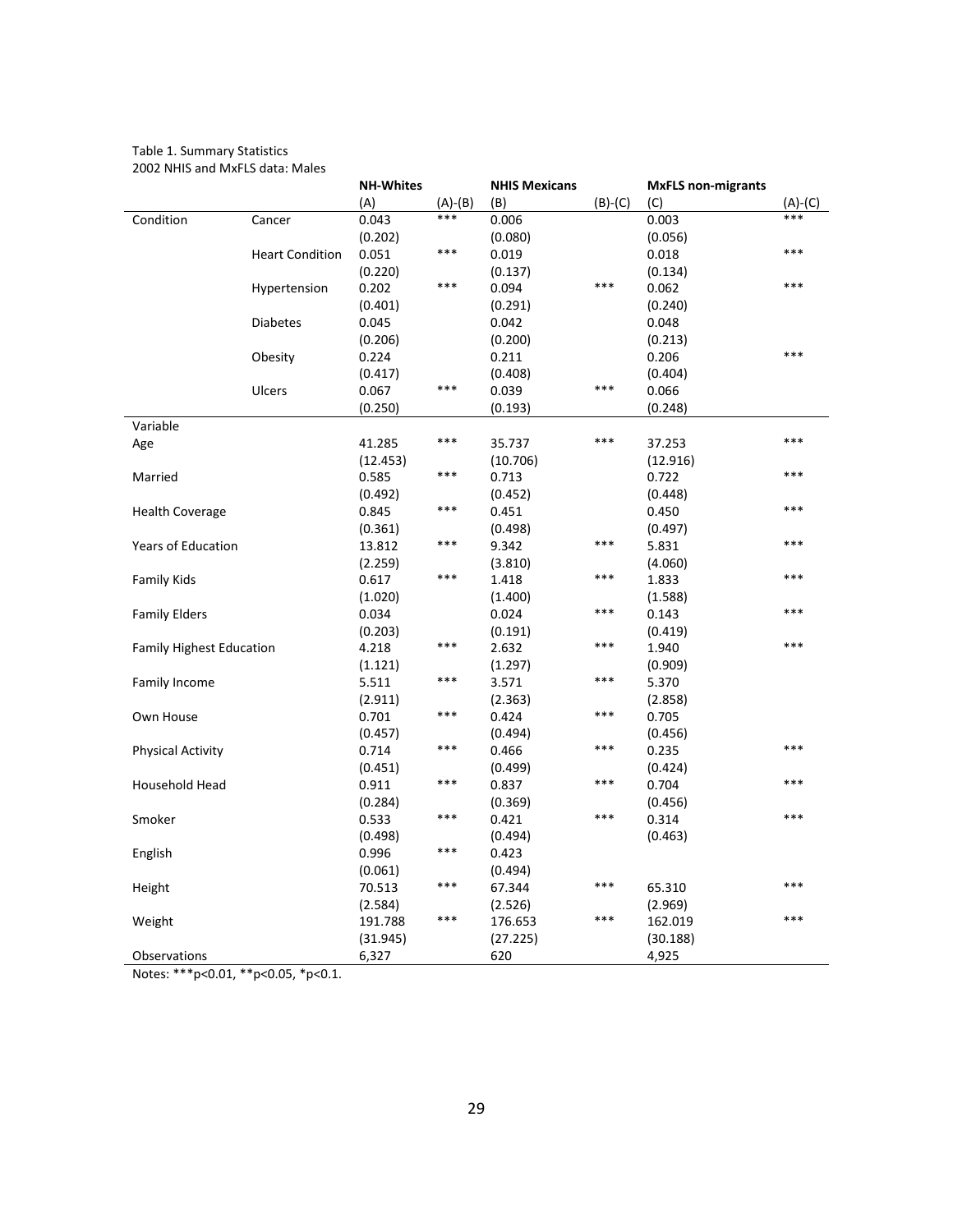Table 1. Summary Statistics
2002 NHIS and MxFLS data: Males

| | | NH-Whites | | NHIS Mexicans | | MxFLS non-migrants | |
|---|---|---|---|---|---|---|---|
| | | (A) | (A)-(B) | (B) | (B)-(C) | (C) | (A)-(C) |
| Condition | Cancer | 0.043 | *** | 0.006 | | 0.003 | *** |
| | | (0.202) | | (0.080) | | (0.056) | |
| | Heart Condition | 0.051 | *** | 0.019 | | 0.018 | *** |
| | | (0.220) | | (0.137) | | (0.134) | |
| | Hypertension | 0.202 | *** | 0.094 | *** | 0.062 | *** |
| | | (0.401) | | (0.291) | | (0.240) | |
| | Diabetes | 0.045 | | 0.042 | | 0.048 | |
| | | (0.206) | | (0.200) | | (0.213) | |
| | Obesity | 0.224 | | 0.211 | | 0.206 | *** |
| | | (0.417) | | (0.408) | | (0.404) | |
| | Ulcers | 0.067 | *** | 0.039 | *** | 0.066 | |
| | | (0.250) | | (0.193) | | (0.248) | |
| Variable | | | | | | | |
| Age | | 41.285 | *** | 35.737 | *** | 37.253 | *** |
| | | (12.453) | | (10.706) | | (12.916) | |
| Married | | 0.585 | *** | 0.713 | | 0.722 | *** |
| | | (0.492) | | (0.452) | | (0.448) | |
| Health Coverage | | 0.845 | *** | 0.451 | | 0.450 | *** |
| | | (0.361) | | (0.498) | | (0.497) | |
| Years of Education | | 13.812 | *** | 9.342 | *** | 5.831 | *** |
| | | (2.259) | | (3.810) | | (4.060) | |
| Family Kids | | 0.617 | *** | 1.418 | *** | 1.833 | *** |
| | | (1.020) | | (1.400) | | (1.588) | |
| Family Elders | | 0.034 | | 0.024 | *** | 0.143 | *** |
| | | (0.203) | | (0.191) | | (0.419) | |
| Family Highest Education | | 4.218 | *** | 2.632 | *** | 1.940 | *** |
| | | (1.121) | | (1.297) | | (0.909) | |
| Family Income | | 5.511 | *** | 3.571 | *** | 5.370 | |
| | | (2.911) | | (2.363) | | (2.858) | |
| Own House | | 0.701 | *** | 0.424 | *** | 0.705 | |
| | | (0.457) | | (0.494) | | (0.456) | |
| Physical Activity | | 0.714 | *** | 0.466 | *** | 0.235 | *** |
| | | (0.451) | | (0.499) | | (0.424) | |
| Household Head | | 0.911 | *** | 0.837 | *** | 0.704 | *** |
| | | (0.284) | | (0.369) | | (0.456) | |
| Smoker | | 0.533 | *** | 0.421 | *** | 0.314 | *** |
| | | (0.498) | | (0.494) | | (0.463) | |
| English | | 0.996 | *** | 0.423 | | | |
| | | (0.061) | | (0.494) | | | |
| Height | | 70.513 | *** | 67.344 | *** | 65.310 | *** |
| | | (2.584) | | (2.526) | | (2.969) | |
| Weight | | 191.788 | *** | 176.653 | *** | 162.019 | *** |
| | | (31.945) | | (27.225) | | (30.188) | |
| Observations | | 6,327 | | 620 | | 4,925 | |

Notes: ***p<0.01, **p<0.05, *p<0.1.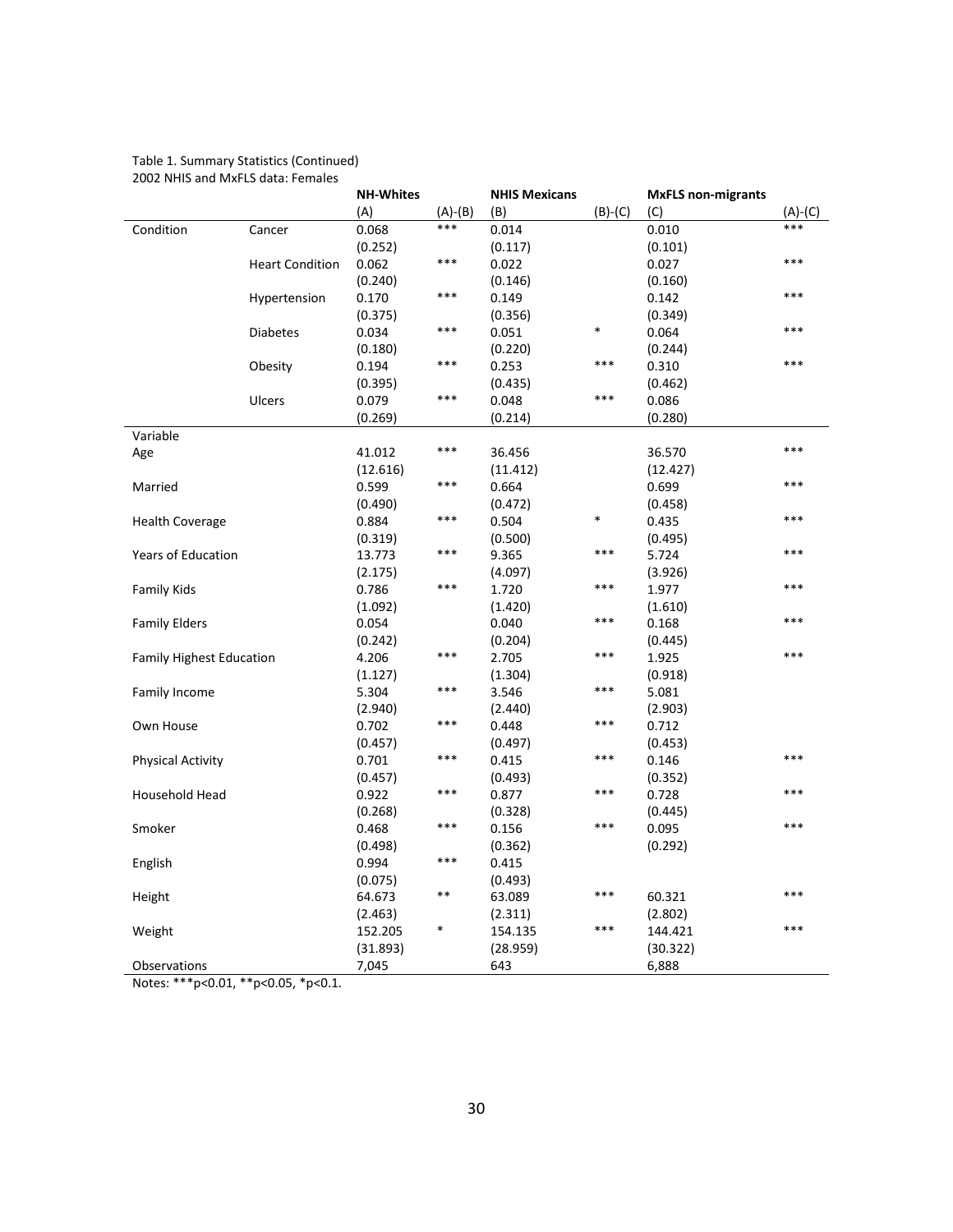Table 1. Summary Statistics (Continued)
2002 NHIS and MxFLS data: Females

| | | NH-Whites | | NHIS Mexicans | | MxFLS non-migrants | |
|---|---|---|---|---|---|---|---|
| | | (A) | (A)-(B) | (B) | (B)-(C) | (C) | (A)-(C) |
| Condition | Cancer | 0.068 | *** | 0.014 | | 0.010 | *** |
| | | (0.252) | | (0.117) | | (0.101) | |
| | Heart Condition | 0.062 | *** | 0.022 | | 0.027 | *** |
| | | (0.240) | | (0.146) | | (0.160) | |
| | Hypertension | 0.170 | *** | 0.149 | | 0.142 | *** |
| | | (0.375) | | (0.356) | | (0.349) | |
| | Diabetes | 0.034 | *** | 0.051 | * | 0.064 | *** |
| | | (0.180) | | (0.220) | | (0.244) | |
| | Obesity | 0.194 | *** | 0.253 | *** | 0.310 | *** |
| | | (0.395) | | (0.435) | | (0.462) | |
| | Ulcers | 0.079 | *** | 0.048 | *** | 0.086 | |
| | | (0.269) | | (0.214) | | (0.280) | |
| Variable | | | | | | | |
| Age | | 41.012 | *** | 36.456 | | 36.570 | *** |
| | | (12.616) | | (11.412) | | (12.427) | |
| Married | | 0.599 | *** | 0.664 | | 0.699 | *** |
| | | (0.490) | | (0.472) | | (0.458) | |
| Health Coverage | | 0.884 | *** | 0.504 | * | 0.435 | *** |
| | | (0.319) | | (0.500) | | (0.495) | |
| Years of Education | | 13.773 | *** | 9.365 | *** | 5.724 | *** |
| | | (2.175) | | (4.097) | | (3.926) | |
| Family Kids | | 0.786 | *** | 1.720 | *** | 1.977 | *** |
| | | (1.092) | | (1.420) | | (1.610) | |
| Family Elders | | 0.054 | | 0.040 | *** | 0.168 | *** |
| | | (0.242) | | (0.204) | | (0.445) | |
| Family Highest Education | | 4.206 | *** | 2.705 | *** | 1.925 | *** |
| | | (1.127) | | (1.304) | | (0.918) | |
| Family Income | | 5.304 | *** | 3.546 | *** | 5.081 | |
| | | (2.940) | | (2.440) | | (2.903) | |
| Own House | | 0.702 | *** | 0.448 | *** | 0.712 | |
| | | (0.457) | | (0.497) | | (0.453) | |
| Physical Activity | | 0.701 | *** | 0.415 | *** | 0.146 | *** |
| | | (0.457) | | (0.493) | | (0.352) | |
| Household Head | | 0.922 | *** | 0.877 | *** | 0.728 | *** |
| | | (0.268) | | (0.328) | | (0.445) | |
| Smoker | | 0.468 | *** | 0.156 | *** | 0.095 | *** |
| | | (0.498) | | (0.362) | | (0.292) | |
| English | | 0.994 | *** | 0.415 | | | |
| | | (0.075) | | (0.493) | | | |
| Height | | 64.673 | ** | 63.089 | *** | 60.321 | *** |
| | | (2.463) | | (2.311) | | (2.802) | |
| Weight | | 152.205 | * | 154.135 | *** | 144.421 | *** |
| | | (31.893) | | (28.959) | | (30.322) | |
| Observations | | 7,045 | | 643 | | 6,888 | |

Notes: ***p<0.01, **p<0.05, *p<0.1.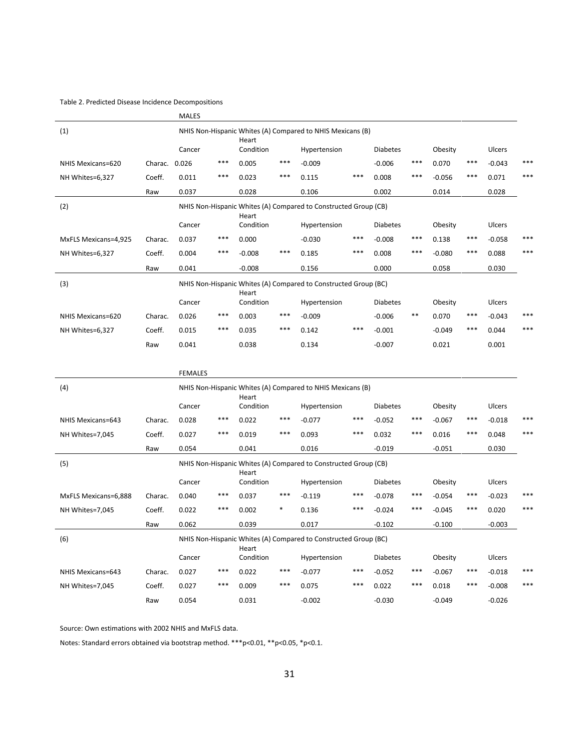Table 2. Predicted Disease Incidence Decompositions

| | | MALES | | | | | | | | | | | |
|---|---|---|---|---|---|---|---|---|---|---|---|---|---|
| (1) | | NHIS Non-Hispanic Whites (A) Compared to NHIS Mexicans (B) | | | | | | | | | | | |
| | | Cancer | | Heart Condition | | Hypertension | | Diabetes | | Obesity | | Ulcers | |
| NHIS Mexicans=620 | Charac. | 0.026 | *** | 0.005 | *** | -0.009 | | -0.006 | *** | 0.070 | *** | -0.043 | *** |
| NH Whites=6,327 | Coeff. | 0.011 | *** | 0.023 | *** | 0.115 | *** | 0.008 | *** | -0.056 | *** | 0.071 | *** |
| | Raw | 0.037 | | 0.028 | | 0.106 | | 0.002 | | 0.014 | | 0.028 | |
| (2) | | NHIS Non-Hispanic Whites (A) Compared to Constructed Group (CB) | | | | | | | | | | | |
| | | Cancer | | Heart Condition | | Hypertension | | Diabetes | | Obesity | | Ulcers | |
| MxFLS Mexicans=4,925 | Charac. | 0.037 | *** | 0.000 | | -0.030 | *** | -0.008 | *** | 0.138 | *** | -0.058 | *** |
| NH Whites=6,327 | Coeff. | 0.004 | *** | -0.008 | *** | 0.185 | *** | 0.008 | *** | -0.080 | *** | 0.088 | *** |
| | Raw | 0.041 | | -0.008 | | 0.156 | | 0.000 | | 0.058 | | 0.030 | |
| (3) | | NHIS Non-Hispanic Whites (A) Compared to Constructed Group (BC) | | | | | | | | | | | |
| | | Cancer | | Heart Condition | | Hypertension | | Diabetes | | Obesity | | Ulcers | |
| NHIS Mexicans=620 | Charac. | 0.026 | *** | 0.003 | *** | -0.009 | | -0.006 | ** | 0.070 | *** | -0.043 | *** |
| NH Whites=6,327 | Coeff. | 0.015 | *** | 0.035 | *** | 0.142 | *** | -0.001 | | -0.049 | *** | 0.044 | *** |
| | Raw | 0.041 | | 0.038 | | 0.134 | | -0.007 | | 0.021 | | 0.001 | |

| | | FEMALES | | | | | | | | | | | |
|---|---|---|---|---|---|---|---|---|---|---|---|---|---|
| (4) | | NHIS Non-Hispanic Whites (A) Compared to NHIS Mexicans (B) | | | | | | | | | | | |
| | | Cancer | | Heart Condition | | Hypertension | | Diabetes | | Obesity | | Ulcers | |
| NHIS Mexicans=643 | Charac. | 0.028 | *** | 0.022 | *** | -0.077 | *** | -0.052 | *** | -0.067 | *** | -0.018 | *** |
| NH Whites=7,045 | Coeff. | 0.027 | *** | 0.019 | *** | 0.093 | *** | 0.032 | *** | 0.016 | *** | 0.048 | *** |
| | Raw | 0.054 | | 0.041 | | 0.016 | | -0.019 | | -0.051 | | 0.030 | |
| (5) | | NHIS Non-Hispanic Whites (A) Compared to Constructed Group (CB) | | | | | | | | | | | |
| | | Cancer | | Heart Condition | | Hypertension | | Diabetes | | Obesity | | Ulcers | |
| MxFLS Mexicans=6,888 | Charac. | 0.040 | *** | 0.037 | *** | -0.119 | *** | -0.078 | *** | -0.054 | *** | -0.023 | *** |
| NH Whites=7,045 | Coeff. | 0.022 | *** | 0.002 | * | 0.136 | *** | -0.024 | *** | -0.045 | *** | 0.020 | *** |
| | Raw | 0.062 | | 0.039 | | 0.017 | | -0.102 | | -0.100 | | -0.003 | |
| (6) | | NHIS Non-Hispanic Whites (A) Compared to Constructed Group (BC) | | | | | | | | | | | |
| | | Cancer | | Heart Condition | | Hypertension | | Diabetes | | Obesity | | Ulcers | |
| NHIS Mexicans=643 | Charac. | 0.027 | *** | 0.022 | *** | -0.077 | *** | -0.052 | *** | -0.067 | *** | -0.018 | *** |
| NH Whites=7,045 | Coeff. | 0.027 | *** | 0.009 | *** | 0.075 | *** | 0.022 | *** | 0.018 | *** | -0.008 | *** |
| | Raw | 0.054 | | 0.031 | | -0.002 | | -0.030 | | -0.049 | | -0.026 | |

Source: Own estimations with 2002 NHIS and MxFLS data.

Notes: Standard errors obtained via bootstrap method. ***p<0.01, **p<0.05, *p<0.1.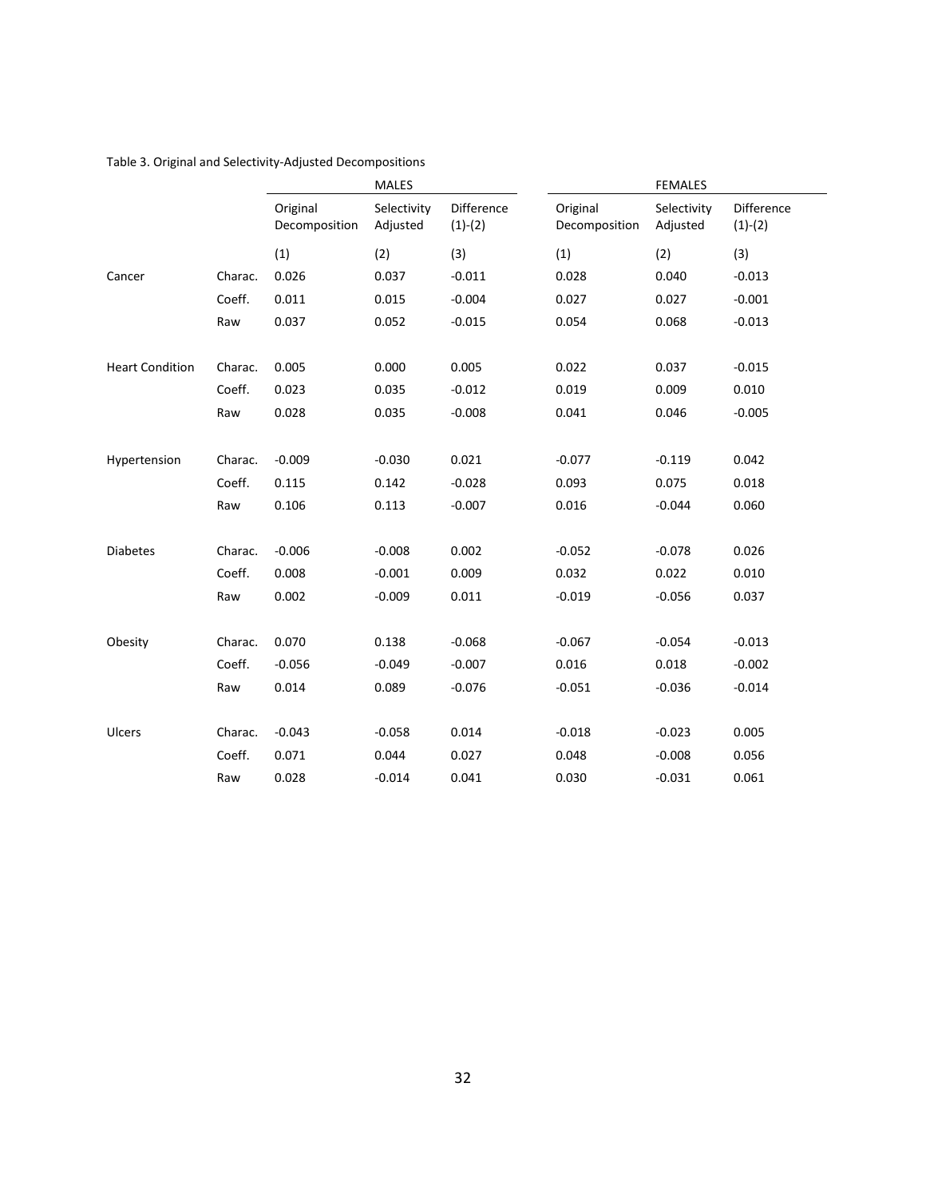Table 3. Original and Selectivity-Adjusted Decompositions

| | | MALES | | | FEMALES | | |
|---|---|---|---|---|---|---|---|
| | | Original Decomposition | Selectivity Adjusted | Difference (1)-(2) | Original Decomposition | Selectivity Adjusted | Difference (1)-(2) |
| | | (1) | (2) | (3) | (1) | (2) | (3) |
| Cancer | Charac. | 0.026 | 0.037 | -0.011 | 0.028 | 0.040 | -0.013 |
| | Coeff. | 0.011 | 0.015 | -0.004 | 0.027 | 0.027 | -0.001 |
| | Raw | 0.037 | 0.052 | -0.015 | 0.054 | 0.068 | -0.013 |
| Heart Condition | Charac. | 0.005 | 0.000 | 0.005 | 0.022 | 0.037 | -0.015 |
| | Coeff. | 0.023 | 0.035 | -0.012 | 0.019 | 0.009 | 0.010 |
| | Raw | 0.028 | 0.035 | -0.008 | 0.041 | 0.046 | -0.005 |
| Hypertension | Charac. | -0.009 | -0.030 | 0.021 | -0.077 | -0.119 | 0.042 |
| | Coeff. | 0.115 | 0.142 | -0.028 | 0.093 | 0.075 | 0.018 |
| | Raw | 0.106 | 0.113 | -0.007 | 0.016 | -0.044 | 0.060 |
| Diabetes | Charac. | -0.006 | -0.008 | 0.002 | -0.052 | -0.078 | 0.026 |
| | Coeff. | 0.008 | -0.001 | 0.009 | 0.032 | 0.022 | 0.010 |
| | Raw | 0.002 | -0.009 | 0.011 | -0.019 | -0.056 | 0.037 |
| Obesity | Charac. | 0.070 | 0.138 | -0.068 | -0.067 | -0.054 | -0.013 |
| | Coeff. | -0.056 | -0.049 | -0.007 | 0.016 | 0.018 | -0.002 |
| | Raw | 0.014 | 0.089 | -0.076 | -0.051 | -0.036 | -0.014 |
| Ulcers | Charac. | -0.043 | -0.058 | 0.014 | -0.018 | -0.023 | 0.005 |
| | Coeff. | 0.071 | 0.044 | 0.027 | 0.048 | -0.008 | 0.056 |
| | Raw | 0.028 | -0.014 | 0.041 | 0.030 | -0.031 | 0.061 |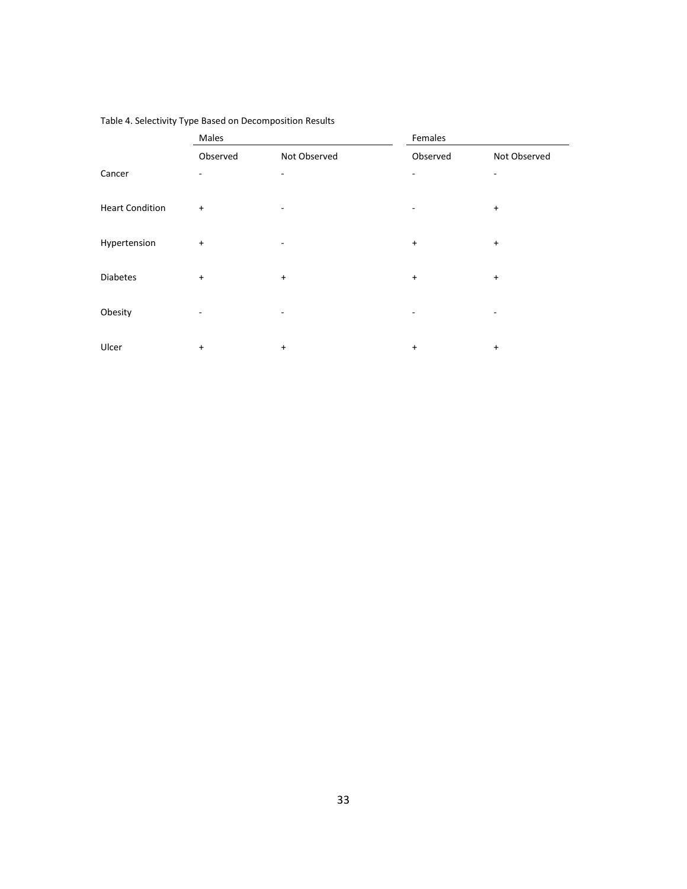Table 4. Selectivity Type Based on Decomposition Results

| | Males | | Females | |
|---|---|---|---|---|
| | Observed | Not Observed | Observed | Not Observed |
| Cancer | - | - | - | - |
| Heart Condition | + | - | - | + |
| Hypertension | + | - | + | + |
| Diabetes | + | + | + | + |
| Obesity | - | - | - | - |
| Ulcer | + | + | + | + |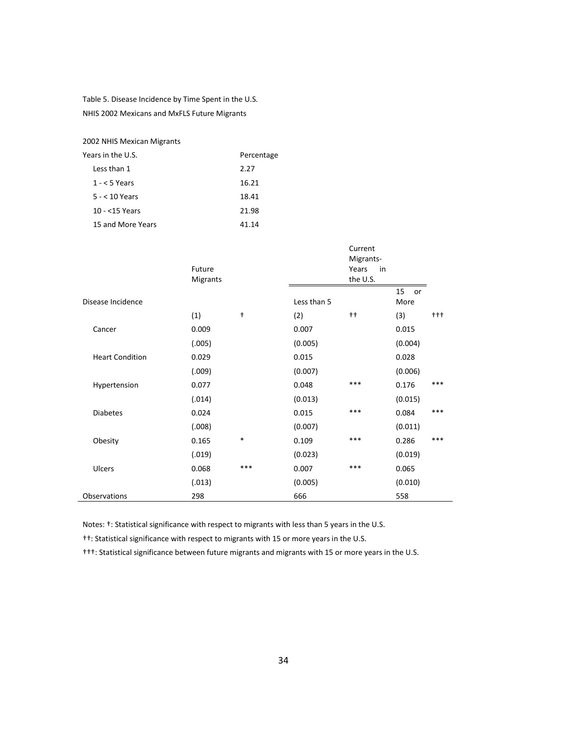Table 5. Disease Incidence by Time Spent in the U.S.

NHIS 2002 Mexicans and MxFLS Future Migrants

2002 NHIS Mexican Migrants

| Years in the U.S. | Percentage |
|---|---|
| Less than 1 | 2.27 |
| 1 - < 5 Years | 16.21 |
| 5 - < 10 Years | 18.41 |
| 10 - <15 Years | 21.98 |
| 15 and More Years | 41.14 |

| | Future Migrants | | Current Migrants- Years in the U.S. | | | |
|---|---|---|---|---|---|---|
| Disease Incidence | | | Less than 5 | | 15 or More | |
| | (1) | † | (2) | †† | (3) | ††† |
| Cancer | 0.009 | | 0.007 | | 0.015 | |
| | (.005) | | (0.005) | | (0.004) | |
| Heart Condition | 0.029 | | 0.015 | | 0.028 | |
| | (.009) | | (0.007) | | (0.006) | |
| Hypertension | 0.077 | | 0.048 | *** | 0.176 | *** |
| | (.014) | | (0.013) | | (0.015) | |
| Diabetes | 0.024 | | 0.015 | *** | 0.084 | *** |
| | (.008) | | (0.007) | | (0.011) | |
| Obesity | 0.165 | * | 0.109 | *** | 0.286 | *** |
| | (.019) | | (0.023) | | (0.019) | |
| Ulcers | 0.068 | *** | 0.007 | *** | 0.065 | |
| | (.013) | | (0.005) | | (0.010) | |
| Observations | 298 | | 666 | | 558 | |

Notes: †: Statistical significance with respect to migrants with less than 5 years in the U.S.

††: Statistical significance with respect to migrants with 15 or more years in the U.S.

†††: Statistical significance between future migrants and migrants with 15 or more years in the U.S.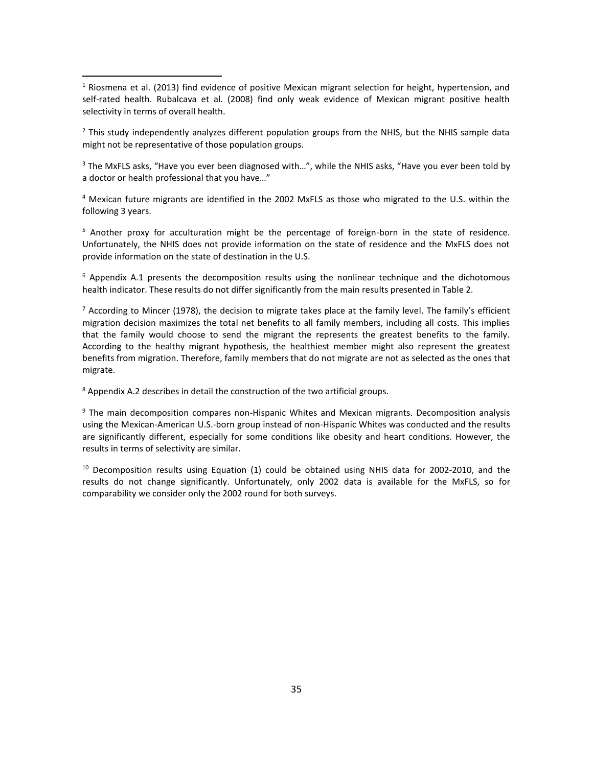[1] Riosmena et al. (2013) find evidence of positive Mexican migrant selection for height, hypertension, and self-rated health. Rubalcava et al. (2008) find only weak evidence of Mexican migrant positive health selectivity in terms of overall health.

[2] This study independently analyzes different population groups from the NHIS, but the NHIS sample data might not be representative of those population groups.

[3] The MxFLS asks, "Have you ever been diagnosed with…", while the NHIS asks, "Have you ever been told by a doctor or health professional that you have…"

[4] Mexican future migrants are identified in the 2002 MxFLS as those who migrated to the U.S. within the following 3 years.

[5] Another proxy for acculturation might be the percentage of foreign-born in the state of residence. Unfortunately, the NHIS does not provide information on the state of residence and the MxFLS does not provide information on the state of destination in the U.S.

[6] Appendix A.1 presents the decomposition results using the nonlinear technique and the dichotomous health indicator. These results do not differ significantly from the main results presented in Table 2.

[7] According to Mincer (1978), the decision to migrate takes place at the family level. The family's efficient migration decision maximizes the total net benefits to all family members, including all costs. This implies that the family would choose to send the migrant the represents the greatest benefits to the family. According to the healthy migrant hypothesis, the healthiest member might also represent the greatest benefits from migration. Therefore, family members that do not migrate are not as selected as the ones that migrate.

[8] Appendix A.2 describes in detail the construction of the two artificial groups.

[9] The main decomposition compares non-Hispanic Whites and Mexican migrants. Decomposition analysis using the Mexican-American U.S.-born group instead of non-Hispanic Whites was conducted and the results are significantly different, especially for some conditions like obesity and heart conditions. However, the results in terms of selectivity are similar.

[10] Decomposition results using Equation (1) could be obtained using NHIS data for 2002-2010, and the results do not change significantly. Unfortunately, only 2002 data is available for the MxFLS, so for comparability we consider only the 2002 round for both surveys.